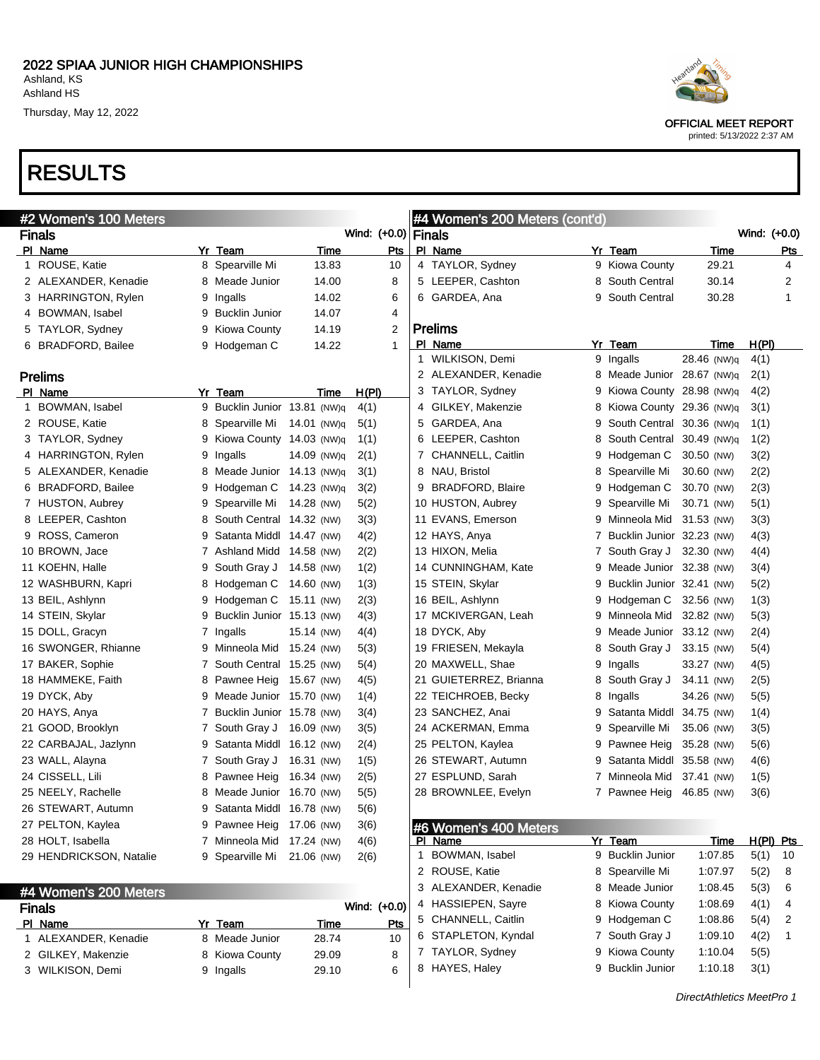# 2022 SPIAA JUNIOR HIGH CHAMPIONSHIPS

Ashland, KS
Ashland HS
Thursday, May 12, 2022

OFFICIAL MEET REPORT
printed: 5/13/2022 2:37 AM

# RESULTS

## #2 Women's 100 Meters

### Finals

Wind: (+0.0)

| Pl | Name | Yr | Team | Time | Pts |
|---|---|---|---|---|---|
| 1 | ROUSE, Katie | 8 | Spearville Mi | 13.83 | 10 |
| 2 | ALEXANDER, Kenadie | 8 | Meade Junior | 14.00 | 8 |
| 3 | HARRINGTON, Rylen | 9 | Ingalls | 14.02 | 6 |
| 4 | BOWMAN, Isabel | 9 | Bucklin Junior | 14.07 | 4 |
| 5 | TAYLOR, Sydney | 9 | Kiowa County | 14.19 | 2 |
| 6 | BRADFORD, Bailee | 9 | Hodgeman C | 14.22 | 1 |

### Prelims

| Pl | Name | Yr | Team | Time | H(Pl) |
|---|---|---|---|---|---|
| 1 | BOWMAN, Isabel | 9 | Bucklin Junior | 13.81 (NW)q | 4(1) |
| 2 | ROUSE, Katie | 8 | Spearville Mi | 14.01 (NW)q | 5(1) |
| 3 | TAYLOR, Sydney | 9 | Kiowa County | 14.03 (NW)q | 1(1) |
| 4 | HARRINGTON, Rylen | 9 | Ingalls | 14.09 (NW)q | 2(1) |
| 5 | ALEXANDER, Kenadie | 8 | Meade Junior | 14.13 (NW)q | 3(1) |
| 6 | BRADFORD, Bailee | 9 | Hodgeman C | 14.23 (NW)q | 3(2) |
| 7 | HUSTON, Aubrey | 9 | Spearville Mi | 14.28 (NW) | 5(2) |
| 8 | LEEPER, Cashton | 8 | South Central | 14.32 (NW) | 3(3) |
| 9 | ROSS, Cameron | 9 | Satanta Middl | 14.47 (NW) | 4(2) |
| 10 | BROWN, Jace | 7 | Ashland Midd | 14.58 (NW) | 2(2) |
| 11 | KOEHN, Halle | 9 | South Gray J | 14.58 (NW) | 1(2) |
| 12 | WASHBURN, Kapri | 8 | Hodgeman C | 14.60 (NW) | 1(3) |
| 13 | BEIL, Ashlynn | 9 | Hodgeman C | 15.11 (NW) | 2(3) |
| 14 | STEIN, Skylar | 9 | Bucklin Junior | 15.13 (NW) | 4(3) |
| 15 | DOLL, Gracyn | 7 | Ingalls | 15.14 (NW) | 4(4) |
| 16 | SWONGER, Rhianne | 9 | Minneola Mid | 15.24 (NW) | 5(3) |
| 17 | BAKER, Sophie | 7 | South Central | 15.25 (NW) | 5(4) |
| 18 | HAMMEKE, Faith | 8 | Pawnee Heig | 15.67 (NW) | 4(5) |
| 19 | DYCK, Aby | 9 | Meade Junior | 15.70 (NW) | 1(4) |
| 20 | HAYS, Anya | 7 | Bucklin Junior | 15.78 (NW) | 3(4) |
| 21 | GOOD, Brooklyn | 7 | South Gray J | 16.09 (NW) | 3(5) |
| 22 | CARBAJAL, Jazlynn | 9 | Satanta Middl | 16.12 (NW) | 2(4) |
| 23 | WALL, Alayna | 7 | South Gray J | 16.31 (NW) | 1(5) |
| 24 | CISSELL, Lili | 8 | Pawnee Heig | 16.34 (NW) | 2(5) |
| 25 | NEELY, Rachelle | 8 | Meade Junior | 16.70 (NW) | 5(5) |
| 26 | STEWART, Autumn | 9 | Satanta Middl | 16.78 (NW) | 5(6) |
| 27 | PELTON, Kaylea | 9 | Pawnee Heig | 17.06 (NW) | 3(6) |
| 28 | HOLT, Isabella | 7 | Minneola Mid | 17.24 (NW) | 4(6) |
| 29 | HENDRICKSON, Natalie | 9 | Spearville Mi | 21.06 (NW) | 2(6) |

## #4 Women's 200 Meters

### Finals

Wind: (+0.0)

| Pl | Name | Yr | Team | Time | Pts |
|---|---|---|---|---|---|
| 1 | ALEXANDER, Kenadie | 8 | Meade Junior | 28.74 | 10 |
| 2 | GILKEY, Makenzie | 8 | Kiowa County | 29.09 | 8 |
| 3 | WILKISON, Demi | 9 | Ingalls | 29.10 | 6 |
| 4 | TAYLOR, Sydney | 9 | Kiowa County | 29.21 | 4 |
| 5 | LEEPER, Cashton | 8 | South Central | 30.14 | 2 |
| 6 | GARDEA, Ana | 9 | South Central | 30.28 | 1 |

### Prelims

| Pl | Name | Yr | Team | Time | H(Pl) |
|---|---|---|---|---|---|
| 1 | WILKISON, Demi | 9 | Ingalls | 28.46 (NW)q | 4(1) |
| 2 | ALEXANDER, Kenadie | 8 | Meade Junior | 28.67 (NW)q | 2(1) |
| 3 | TAYLOR, Sydney | 9 | Kiowa County | 28.98 (NW)q | 4(2) |
| 4 | GILKEY, Makenzie | 8 | Kiowa County | 29.36 (NW)q | 3(1) |
| 5 | GARDEA, Ana | 9 | South Central | 30.36 (NW)q | 1(1) |
| 6 | LEEPER, Cashton | 8 | South Central | 30.49 (NW)q | 1(2) |
| 7 | CHANNELL, Caitlin | 9 | Hodgeman C | 30.50 (NW) | 3(2) |
| 8 | NAU, Bristol | 8 | Spearville Mi | 30.60 (NW) | 2(2) |
| 9 | BRADFORD, Blaire | 9 | Hodgeman C | 30.70 (NW) | 2(3) |
| 10 | HUSTON, Aubrey | 9 | Spearville Mi | 30.71 (NW) | 5(1) |
| 11 | EVANS, Emerson | 9 | Minneola Mid | 31.53 (NW) | 3(3) |
| 12 | HAYS, Anya | 7 | Bucklin Junior | 32.23 (NW) | 4(3) |
| 13 | HIXON, Melia | 7 | South Gray J | 32.30 (NW) | 4(4) |
| 14 | CUNNINGHAM, Kate | 9 | Meade Junior | 32.38 (NW) | 3(4) |
| 15 | STEIN, Skylar | 9 | Bucklin Junior | 32.41 (NW) | 5(2) |
| 16 | BEIL, Ashlynn | 9 | Hodgeman C | 32.56 (NW) | 1(3) |
| 17 | MCKIVERGAN, Leah | 9 | Minneola Mid | 32.82 (NW) | 5(3) |
| 18 | DYCK, Aby | 9 | Meade Junior | 33.12 (NW) | 2(4) |
| 19 | FRIESEN, Mekayla | 8 | South Gray J | 33.15 (NW) | 5(4) |
| 20 | MAXWELL, Shae | 9 | Ingalls | 33.27 (NW) | 4(5) |
| 21 | GUIETERREZ, Brianna | 8 | South Gray J | 34.11 (NW) | 2(5) |
| 22 | TEICHROEB, Becky | 8 | Ingalls | 34.26 (NW) | 5(5) |
| 23 | SANCHEZ, Anai | 9 | Satanta Middl | 34.75 (NW) | 1(4) |
| 24 | ACKERMAN, Emma | 9 | Spearville Mi | 35.06 (NW) | 3(5) |
| 25 | PELTON, Kaylea | 9 | Pawnee Heig | 35.28 (NW) | 5(6) |
| 26 | STEWART, Autumn | 9 | Satanta Middl | 35.58 (NW) | 4(6) |
| 27 | ESPLUND, Sarah | 7 | Minneola Mid | 37.41 (NW) | 1(5) |
| 28 | BROWNLEE, Evelyn | 7 | Pawnee Heig | 46.85 (NW) | 3(6) |

## #6 Women's 400 Meters

| Pl | Name | Yr | Team | Time | H(Pl) | Pts |
|---|---|---|---|---|---|---|
| 1 | BOWMAN, Isabel | 9 | Bucklin Junior | 1:07.85 | 5(1) | 10 |
| 2 | ROUSE, Katie | 8 | Spearville Mi | 1:07.97 | 5(2) | 8 |
| 3 | ALEXANDER, Kenadie | 8 | Meade Junior | 1:08.45 | 5(3) | 6 |
| 4 | HASSIEPEN, Sayre | 8 | Kiowa County | 1:08.69 | 4(1) | 4 |
| 5 | CHANNELL, Caitlin | 9 | Hodgeman C | 1:08.86 | 5(4) | 2 |
| 6 | STAPLETON, Kyndal | 7 | South Gray J | 1:09.10 | 4(2) | 1 |
| 7 | TAYLOR, Sydney | 9 | Kiowa County | 1:10.04 | 5(5) | |
| 8 | HAYES, Haley | 9 | Bucklin Junior | 1:10.18 | 3(1) | |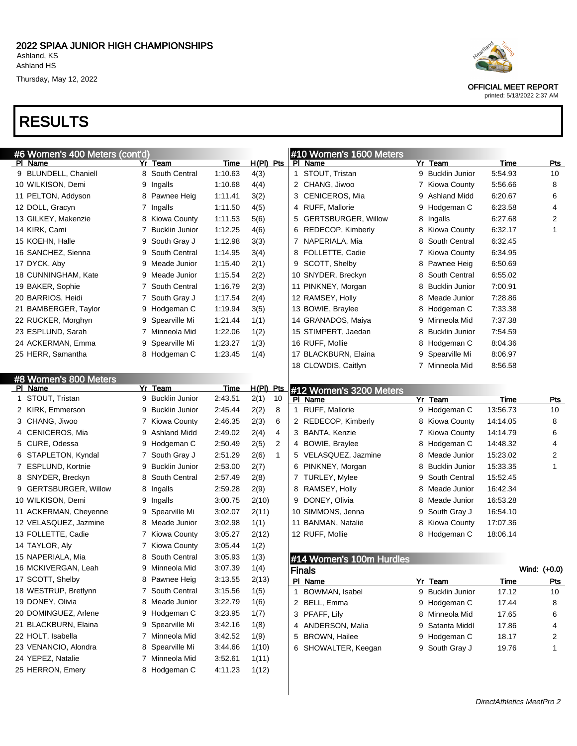# 2022 SPIAA JUNIOR HIGH CHAMPIONSHIPS

Ashland, KS
Ashland HS
Thursday, May 12, 2022

OFFICIAL MEET REPORT
printed: 5/13/2022 2:37 AM

# RESULTS

## #6 Women's 400 Meters (cont'd)

| Pl | Name | Yr | Team | Time | H(Pl) | Pts |
|---|---|---|---|---|---|---|
| 9 | BLUNDELL, Chaniell | 8 | South Central | 1:10.63 | 4(3) | |
| 10 | WILKISON, Demi | 9 | Ingalls | 1:10.68 | 4(4) | |
| 11 | PELTON, Addyson | 8 | Pawnee Heig | 1:11.41 | 3(2) | |
| 12 | DOLL, Gracyn | 7 | Ingalls | 1:11.50 | 4(5) | |
| 13 | GILKEY, Makenzie | 8 | Kiowa County | 1:11.53 | 5(6) | |
| 14 | KIRK, Cami | 7 | Bucklin Junior | 1:12.25 | 4(6) | |
| 15 | KOEHN, Halle | 9 | South Gray J | 1:12.98 | 3(3) | |
| 16 | SANCHEZ, Sienna | 9 | South Central | 1:14.95 | 3(4) | |
| 17 | DYCK, Aby | 9 | Meade Junior | 1:15.40 | 2(1) | |
| 18 | CUNNINGHAM, Kate | 9 | Meade Junior | 1:15.54 | 2(2) | |
| 19 | BAKER, Sophie | 7 | South Central | 1:16.79 | 2(3) | |
| 20 | BARRIOS, Heidi | 7 | South Gray J | 1:17.54 | 2(4) | |
| 21 | BAMBERGER, Taylor | 9 | Hodgeman C | 1:19.94 | 3(5) | |
| 22 | RUCKER, Morghyn | 9 | Spearville Mi | 1:21.44 | 1(1) | |
| 23 | ESPLUND, Sarah | 7 | Minneola Mid | 1:22.06 | 1(2) | |
| 24 | ACKERMAN, Emma | 9 | Spearville Mi | 1:23.27 | 1(3) | |
| 25 | HERR, Samantha | 8 | Hodgeman C | 1:23.45 | 1(4) | |

## #8 Women's 800 Meters

| Pl | Name | Yr | Team | Time | H(Pl) | Pts |
|---|---|---|---|---|---|---|
| 1 | STOUT, Tristan | 9 | Bucklin Junior | 2:43.51 | 2(1) | 10 |
| 2 | KIRK, Emmerson | 9 | Bucklin Junior | 2:45.44 | 2(2) | 8 |
| 3 | CHANG, Jiwoo | 7 | Kiowa County | 2:46.35 | 2(3) | 6 |
| 4 | CENICEROS, Mia | 9 | Ashland Midd | 2:49.02 | 2(4) | 4 |
| 5 | CURE, Odessa | 9 | Hodgeman C | 2:50.49 | 2(5) | 2 |
| 6 | STAPLETON, Kyndal | 7 | South Gray J | 2:51.29 | 2(6) | 1 |
| 7 | ESPLUND, Kortnie | 9 | Bucklin Junior | 2:53.00 | 2(7) | |
| 8 | SNYDER, Breckyn | 8 | South Central | 2:57.49 | 2(8) | |
| 9 | GERTSBURGER, Willow | 8 | Ingalls | 2:59.28 | 2(9) | |
| 10 | WILKISON, Demi | 9 | Ingalls | 3:00.75 | 2(10) | |
| 11 | ACKERMAN, Cheyenne | 9 | Spearville Mi | 3:02.07 | 2(11) | |
| 12 | VELASQUEZ, Jazmine | 8 | Meade Junior | 3:02.98 | 1(1) | |
| 13 | FOLLETTE, Cadie | 7 | Kiowa County | 3:05.27 | 2(12) | |
| 14 | TAYLOR, Aly | 7 | Kiowa County | 3:05.44 | 1(2) | |
| 15 | NAPERIALA, Mia | 8 | South Central | 3:05.93 | 1(3) | |
| 16 | MCKIVERGAN, Leah | 9 | Minneola Mid | 3:07.39 | 1(4) | |
| 17 | SCOTT, Shelby | 8 | Pawnee Heig | 3:13.55 | 2(13) | |
| 18 | WESTRUP, Bretlynn | 7 | South Central | 3:15.56 | 1(5) | |
| 19 | DONEY, Olivia | 8 | Meade Junior | 3:22.79 | 1(6) | |
| 20 | DOMINGUEZ, Arlene | 9 | Hodgeman C | 3:23.95 | 1(7) | |
| 21 | BLACKBURN, Elaina | 9 | Spearville Mi | 3:42.16 | 1(8) | |
| 22 | HOLT, Isabella | 7 | Minneola Mid | 3:42.52 | 1(9) | |
| 23 | VENANCIO, Alondra | 8 | Spearville Mi | 3:44.66 | 1(10) | |
| 24 | YEPEZ, Natalie | 7 | Minneola Mid | 3:52.61 | 1(11) | |
| 25 | HERRON, Emery | 8 | Hodgeman C | 4:11.23 | 1(12) | |

## #10 Women's 1600 Meters

| Pl | Name | Yr | Team | Time | Pts |
|---|---|---|---|---|---|
| 1 | STOUT, Tristan | 9 | Bucklin Junior | 5:54.93 | 10 |
| 2 | CHANG, Jiwoo | 7 | Kiowa County | 5:56.66 | 8 |
| 3 | CENICEROS, Mia | 9 | Ashland Midd | 6:20.67 | 6 |
| 4 | RUFF, Mallorie | 9 | Hodgeman C | 6:23.58 | 4 |
| 5 | GERTSBURGER, Willow | 8 | Ingalls | 6:27.68 | 2 |
| 6 | REDECOP, Kimberly | 8 | Kiowa County | 6:32.17 | 1 |
| 7 | NAPERIALA, Mia | 8 | South Central | 6:32.45 | |
| 8 | FOLLETTE, Cadie | 7 | Kiowa County | 6:34.95 | |
| 9 | SCOTT, Shelby | 8 | Pawnee Heig | 6:50.69 | |
| 10 | SNYDER, Breckyn | 8 | South Central | 6:55.02 | |
| 11 | PINKNEY, Morgan | 8 | Bucklin Junior | 7:00.91 | |
| 12 | RAMSEY, Holly | 8 | Meade Junior | 7:28.86 | |
| 13 | BOWIE, Braylee | 8 | Hodgeman C | 7:33.38 | |
| 14 | GRANADOS, Maiya | 9 | Minneola Mid | 7:37.38 | |
| 15 | STIMPERT, Jaedan | 8 | Bucklin Junior | 7:54.59 | |
| 16 | RUFF, Mollie | 8 | Hodgeman C | 8:04.36 | |
| 17 | BLACKBURN, Elaina | 9 | Spearville Mi | 8:06.97 | |
| 18 | CLOWDIS, Caitlyn | 7 | Minneola Mid | 8:56.58 | |

## #12 Women's 3200 Meters

| Pl | Name | Yr | Team | Time | Pts |
|---|---|---|---|---|---|
| 1 | RUFF, Mallorie | 9 | Hodgeman C | 13:56.73 | 10 |
| 2 | REDECOP, Kimberly | 8 | Kiowa County | 14:14.05 | 8 |
| 3 | BANTA, Kenzie | 7 | Kiowa County | 14:14.79 | 6 |
| 4 | BOWIE, Braylee | 8 | Hodgeman C | 14:48.32 | 4 |
| 5 | VELASQUEZ, Jazmine | 8 | Meade Junior | 15:23.02 | 2 |
| 6 | PINKNEY, Morgan | 8 | Bucklin Junior | 15:33.35 | 1 |
| 7 | TURLEY, Mylee | 9 | South Central | 15:52.45 | |
| 8 | RAMSEY, Holly | 8 | Meade Junior | 16:42.34 | |
| 9 | DONEY, Olivia | 8 | Meade Junior | 16:53.28 | |
| 10 | SIMMONS, Jenna | 9 | South Gray J | 16:54.10 | |
| 11 | BANMAN, Natalie | 8 | Kiowa County | 17:07.36 | |
| 12 | RUFF, Mollie | 8 | Hodgeman C | 18:06.14 | |

## #14 Women's 100m Hurdles

**Finals** Wind: (+0.0)

| Pl | Name | Yr | Team | Time | Pts |
|---|---|---|---|---|---|
| 1 | BOWMAN, Isabel | 9 | Bucklin Junior | 17.12 | 10 |
| 2 | BELL, Emma | 9 | Hodgeman C | 17.44 | 8 |
| 3 | PFAFF, Lily | 8 | Minneola Mid | 17.65 | 6 |
| 4 | ANDERSON, Malia | 9 | Satanta Middl | 17.86 | 4 |
| 5 | BROWN, Hailee | 9 | Hodgeman C | 18.17 | 2 |
| 6 | SHOWALTER, Keegan | 9 | South Gray J | 19.76 | 1 |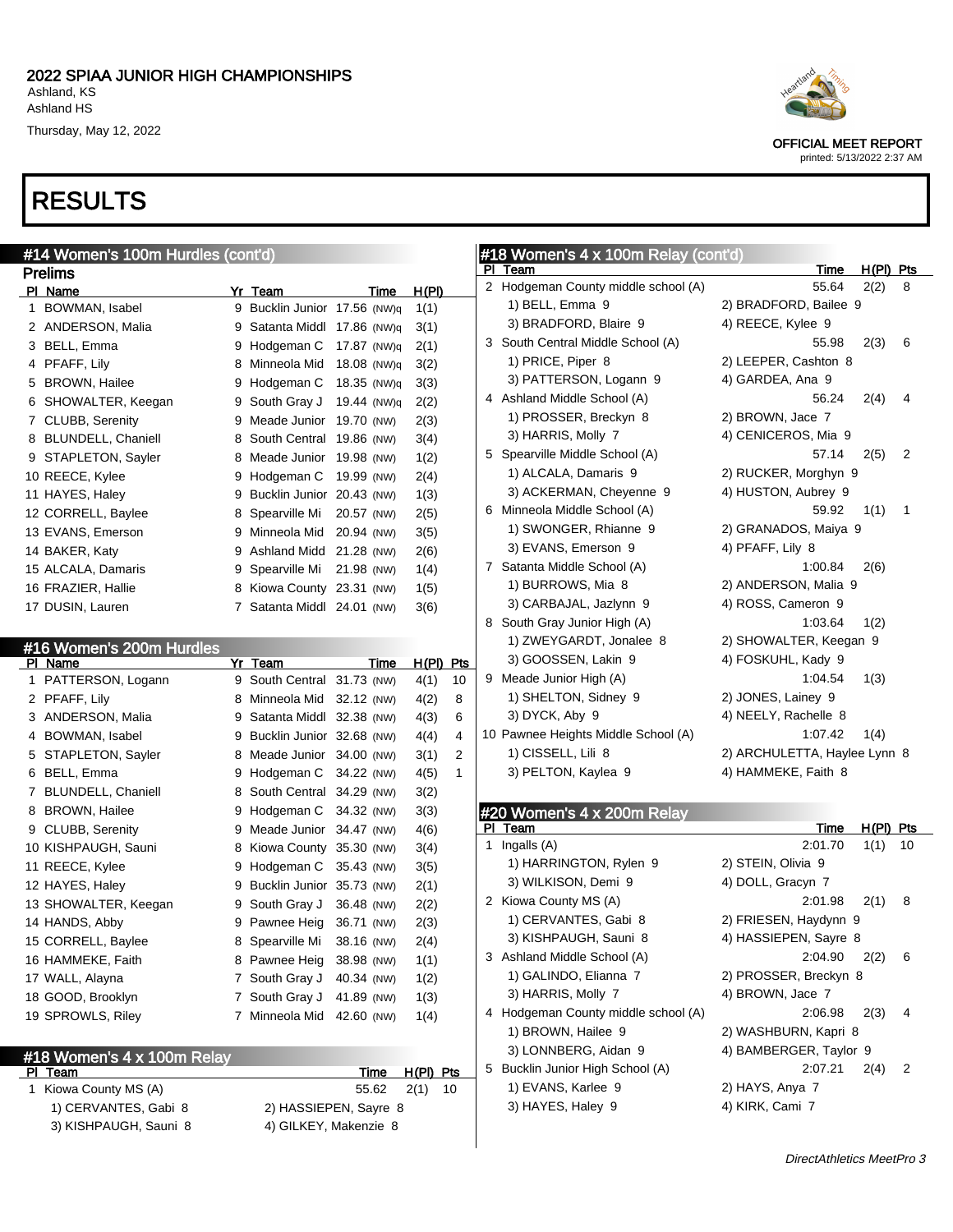# 2022 SPIAA JUNIOR HIGH CHAMPIONSHIPS

Ashland, KS
Ashland HS
Thursday, May 12, 2022

OFFICIAL MEET REPORT
printed: 5/13/2022 2:37 AM

# RESULTS

## #14 Women's 100m Hurdles (cont'd)

### Prelims

| Pl | Name | Yr | Team | Time | H(Pl) |
|---|---|---|---|---|---|
| 1 | BOWMAN, Isabel | 9 | Bucklin Junior | 17.56 (NW)q | 1(1) |
| 2 | ANDERSON, Malia | 9 | Satanta Middl | 17.86 (NW)q | 3(1) |
| 3 | BELL, Emma | 9 | Hodgeman C | 17.87 (NW)q | 2(1) |
| 4 | PFAFF, Lily | 8 | Minneola Mid | 18.08 (NW)q | 3(2) |
| 5 | BROWN, Hailee | 9 | Hodgeman C | 18.35 (NW)q | 3(3) |
| 6 | SHOWALTER, Keegan | 9 | South Gray J | 19.44 (NW)q | 2(2) |
| 7 | CLUBB, Serenity | 9 | Meade Junior | 19.70 (NW) | 2(3) |
| 8 | BLUNDELL, Chaniell | 8 | South Central | 19.86 (NW) | 3(4) |
| 9 | STAPLETON, Sayler | 8 | Meade Junior | 19.98 (NW) | 1(2) |
| 10 | REECE, Kylee | 9 | Hodgeman C | 19.99 (NW) | 2(4) |
| 11 | HAYES, Haley | 9 | Bucklin Junior | 20.43 (NW) | 1(3) |
| 12 | CORRELL, Baylee | 8 | Spearville Mi | 20.57 (NW) | 2(5) |
| 13 | EVANS, Emerson | 9 | Minneola Mid | 20.94 (NW) | 3(5) |
| 14 | BAKER, Katy | 9 | Ashland Midd | 21.28 (NW) | 2(6) |
| 15 | ALCALA, Damaris | 9 | Spearville Mi | 21.98 (NW) | 1(4) |
| 16 | FRAZIER, Hallie | 8 | Kiowa County | 23.31 (NW) | 1(5) |
| 17 | DUSIN, Lauren | 7 | Satanta Middl | 24.01 (NW) | 3(6) |

## #16 Women's 200m Hurdles

| Pl | Name | Yr | Team | Time | H(Pl) | Pts |
|---|---|---|---|---|---|---|
| 1 | PATTERSON, Logann | 9 | South Central | 31.73 (NW) | 4(1) | 10 |
| 2 | PFAFF, Lily | 8 | Minneola Mid | 32.12 (NW) | 4(2) | 8 |
| 3 | ANDERSON, Malia | 9 | Satanta Middl | 32.38 (NW) | 4(3) | 6 |
| 4 | BOWMAN, Isabel | 9 | Bucklin Junior | 32.68 (NW) | 4(4) | 4 |
| 5 | STAPLETON, Sayler | 8 | Meade Junior | 34.00 (NW) | 3(1) | 2 |
| 6 | BELL, Emma | 9 | Hodgeman C | 34.22 (NW) | 4(5) | 1 |
| 7 | BLUNDELL, Chaniell | 8 | South Central | 34.29 (NW) | 3(2) | |
| 8 | BROWN, Hailee | 9 | Hodgeman C | 34.32 (NW) | 3(3) | |
| 9 | CLUBB, Serenity | 9 | Meade Junior | 34.47 (NW) | 4(6) | |
| 10 | KISHPAUGH, Sauni | 8 | Kiowa County | 35.30 (NW) | 3(4) | |
| 11 | REECE, Kylee | 9 | Hodgeman C | 35.43 (NW) | 3(5) | |
| 12 | HAYES, Haley | 9 | Bucklin Junior | 35.73 (NW) | 2(1) | |
| 13 | SHOWALTER, Keegan | 9 | South Gray J | 36.48 (NW) | 2(2) | |
| 14 | HANDS, Abby | 9 | Pawnee Heig | 36.71 (NW) | 2(3) | |
| 15 | CORRELL, Baylee | 8 | Spearville Mi | 38.16 (NW) | 2(4) | |
| 16 | HAMMEKE, Faith | 8 | Pawnee Heig | 38.98 (NW) | 1(1) | |
| 17 | WALL, Alayna | 7 | South Gray J | 40.34 (NW) | 1(2) | |
| 18 | GOOD, Brooklyn | 7 | South Gray J | 41.89 (NW) | 1(3) | |
| 19 | SPROWLS, Riley | 7 | Minneola Mid | 42.60 (NW) | 1(4) | |

## #18 Women's 4 x 100m Relay

| Pl | Team | | Time | H(Pl) | Pts |
|---|---|---|---|---|---|
| 1 | Kiowa County MS (A) | | 55.62 | 2(1) | 10 |
| | 1) CERVANTES, Gabi 8 | 2) HASSIEPEN, Sayre 8 | | | |
| | 3) KISHPAUGH, Sauni 8 | 4) GILKEY, Makenzie 8 | | | |
| 2 | Hodgeman County middle school (A) | | 55.64 | 2(2) | 8 |
| | 1) BELL, Emma 9 | 2) BRADFORD, Bailee 9 | | | |
| | 3) BRADFORD, Blaire 9 | 4) REECE, Kylee 9 | | | |
| 3 | South Central Middle School (A) | | 55.98 | 2(3) | 6 |
| | 1) PRICE, Piper 8 | 2) LEEPER, Cashton 8 | | | |
| | 3) PATTERSON, Logann 9 | 4) GARDEA, Ana 9 | | | |
| 4 | Ashland Middle School (A) | | 56.24 | 2(4) | 4 |
| | 1) PROSSER, Breckyn 8 | 2) BROWN, Jace 7 | | | |
| | 3) HARRIS, Molly 7 | 4) CENICEROS, Mia 9 | | | |
| 5 | Spearville Middle School (A) | | 57.14 | 2(5) | 2 |
| | 1) ALCALA, Damaris 9 | 2) RUCKER, Morghyn 9 | | | |
| | 3) ACKERMAN, Cheyenne 9 | 4) HUSTON, Aubrey 9 | | | |
| 6 | Minneola Middle School (A) | | 59.92 | 1(1) | 1 |
| | 1) SWONGER, Rhianne 9 | 2) GRANADOS, Maiya 9 | | | |
| | 3) EVANS, Emerson 9 | 4) PFAFF, Lily 8 | | | |
| 7 | Satanta Middle School (A) | | 1:00.84 | 2(6) | |
| | 1) BURROWS, Mia 8 | 2) ANDERSON, Malia 9 | | | |
| | 3) CARBAJAL, Jazlynn 9 | 4) ROSS, Cameron 9 | | | |
| 8 | South Gray Junior High (A) | | 1:03.64 | 1(2) | |
| | 1) ZWEYGARDT, Jonalee 8 | 2) SHOWALTER, Keegan 9 | | | |
| | 3) GOOSSEN, Lakin 9 | 4) FOSKUHL, Kady 9 | | | |
| 9 | Meade Junior High (A) | | 1:04.54 | 1(3) | |
| | 1) SHELTON, Sidney 9 | 2) JONES, Lainey 9 | | | |
| | 3) DYCK, Aby 9 | 4) NEELY, Rachelle 8 | | | |
| 10 | Pawnee Heights Middle School (A) | | 1:07.42 | 1(4) | |
| | 1) CISSELL, Lili 8 | 2) ARCHULETTA, Haylee Lynn 8 | | | |
| | 3) PELTON, Kaylea 9 | 4) HAMMEKE, Faith 8 | | | |

## #20 Women's 4 x 200m Relay

| Pl | Team | | Time | H(Pl) | Pts |
|---|---|---|---|---|---|
| 1 | Ingalls (A) | | 2:01.70 | 1(1) | 10 |
| | 1) HARRINGTON, Rylen 9 | 2) STEIN, Olivia 9 | | | |
| | 3) WILKISON, Demi 9 | 4) DOLL, Gracyn 7 | | | |
| 2 | Kiowa County MS (A) | | 2:01.98 | 2(1) | 8 |
| | 1) CERVANTES, Gabi 8 | 2) FRIESEN, Haydynn 9 | | | |
| | 3) KISHPAUGH, Sauni 8 | 4) HASSIEPEN, Sayre 8 | | | |
| 3 | Ashland Middle School (A) | | 2:04.90 | 2(2) | 6 |
| | 1) GALINDO, Elianna 7 | 2) PROSSER, Breckyn 8 | | | |
| | 3) HARRIS, Molly 7 | 4) BROWN, Jace 7 | | | |
| 4 | Hodgeman County middle school (A) | | 2:06.98 | 2(3) | 4 |
| | 1) BROWN, Hailee 9 | 2) WASHBURN, Kapri 8 | | | |
| | 3) LONNBERG, Aidan 9 | 4) BAMBERGER, Taylor 9 | | | |
| 5 | Bucklin Junior High School (A) | | 2:07.21 | 2(4) | 2 |
| | 1) EVANS, Karlee 9 | 2) HAYS, Anya 7 | | | |
| | 3) HAYES, Haley 9 | 4) KIRK, Cami 7 | | | |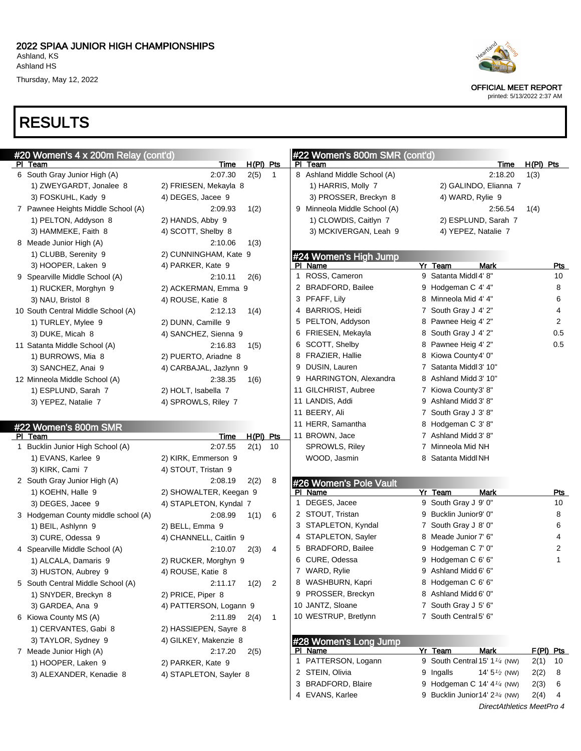## 2022 SPIAA JUNIOR HIGH CHAMPIONSHIPS

Ashland, KS
Ashland HS
Thursday, May 12, 2022

OFFICIAL MEET REPORT
printed: 5/13/2022 2:37 AM

# RESULTS

### #20 Women's 4 x 200m Relay (cont'd)

| Pl | Team | Time | H(Pl) | Pts |
|---|---|---|---|---|
| 6 | South Gray Junior High (A) | 2:07.30 | 2(5) | 1 |
| | 1) ZWEYGARDT, Jonalee 8; 2) FRIESEN, Mekayla 8; 3) FOSKUHL, Kady 9; 4) DEGES, Jacee 9 | | | |
| 7 | Pawnee Heights Middle School (A) | 2:09.93 | 1(2) | |
| | 1) PELTON, Addyson 8; 2) HANDS, Abby 9; 3) HAMMEKE, Faith 8; 4) SCOTT, Shelby 8 | | | |
| 8 | Meade Junior High (A) | 2:10.06 | 1(3) | |
| | 1) CLUBB, Serenity 9; 2) CUNNINGHAM, Kate 9; 3) HOOPER, Laken 9; 4) PARKER, Kate 9 | | | |
| 9 | Spearville Middle School (A) | 2:10.11 | 2(6) | |
| | 1) RUCKER, Morghyn 9; 2) ACKERMAN, Emma 9; 3) NAU, Bristol 8; 4) ROUSE, Katie 8 | | | |
| 10 | South Central Middle School (A) | 2:12.13 | 1(4) | |
| | 1) TURLEY, Mylee 9; 2) DUNN, Camille 9; 3) DUKE, Micah 8; 4) SANCHEZ, Sienna 9 | | | |
| 11 | Satanta Middle School (A) | 2:16.83 | 1(5) | |
| | 1) BURROWS, Mia 8; 2) PUERTO, Ariadne 8; 3) SANCHEZ, Anai 9; 4) CARBAJAL, Jazlynn 9 | | | |
| 12 | Minneola Middle School (A) | 2:38.35 | 1(6) | |
| | 1) ESPLUND, Sarah 7; 2) HOLT, Isabella 7; 3) YEPEZ, Natalie 7; 4) SPROWLS, Riley 7 | | | |

### #22 Women's 800m SMR

| Pl | Team | Time | H(Pl) | Pts |
|---|---|---|---|---|
| 1 | Bucklin Junior High School (A) | 2:07.55 | 2(1) | 10 |
| | 1) EVANS, Karlee 9; 2) KIRK, Emmerson 9; 3) KIRK, Cami 7; 4) STOUT, Tristan 9 | | | |
| 2 | South Gray Junior High (A) | 2:08.19 | 2(2) | 8 |
| | 1) KOEHN, Halle 9; 2) SHOWALTER, Keegan 9; 3) DEGES, Jacee 9; 4) STAPLETON, Kyndal 7 | | | |
| 3 | Hodgeman County middle school (A) | 2:08.99 | 1(1) | 6 |
| | 1) BEIL, Ashlynn 9; 2) BELL, Emma 9; 3) CURE, Odessa 9; 4) CHANNELL, Caitlin 9 | | | |
| 4 | Spearville Middle School (A) | 2:10.07 | 2(3) | 4 |
| | 1) ALCALA, Damaris 9; 2) RUCKER, Morghyn 9; 3) HUSTON, Aubrey 9; 4) ROUSE, Katie 8 | | | |
| 5 | South Central Middle School (A) | 2:11.17 | 1(2) | 2 |
| | 1) SNYDER, Breckyn 8; 2) PRICE, Piper 8; 3) GARDEA, Ana 9; 4) PATTERSON, Logann 9 | | | |
| 6 | Kiowa County MS (A) | 2:11.89 | 2(4) | 1 |
| | 1) CERVANTES, Gabi 8; 2) HASSIEPEN, Sayre 8; 3) TAYLOR, Sydney 9; 4) GILKEY, Makenzie 8 | | | |
| 7 | Meade Junior High (A) | 2:17.20 | 2(5) | |
| | 1) HOOPER, Laken 9; 2) PARKER, Kate 9; 3) ALEXANDER, Kenadie 8; 4) STAPLETON, Sayler 8 | | | |
| 8 | Ashland Middle School (A) | 2:18.20 | 1(3) | |
| | 1) HARRIS, Molly 7; 2) GALINDO, Elianna 7; 3) PROSSER, Breckyn 8; 4) WARD, Rylie 9 | | | |
| 9 | Minneola Middle School (A) | 2:56.54 | 1(4) | |
| | 1) CLOWDIS, Caitlyn 7; 2) ESPLUND, Sarah 7; 3) MCKIVERGAN, Leah 9; 4) YEPEZ, Natalie 7 | | | |

### #24 Women's High Jump

| Pl | Name | Yr | Team | Mark | Pts |
|---|---|---|---|---|---|
| 1 | ROSS, Cameron | 9 | Satanta Middl | 4' 8" | 10 |
| 2 | BRADFORD, Bailee | 9 | Hodgeman C | 4' 4" | 8 |
| 3 | PFAFF, Lily | 8 | Minneola Mid | 4' 4" | 6 |
| 4 | BARRIOS, Heidi | 7 | South Gray J | 4' 2" | 4 |
| 5 | PELTON, Addyson | 8 | Pawnee Heig | 4' 2" | 2 |
| 6 | FRIESEN, Mekayla | 8 | South Gray J | 4' 2" | 0.5 |
| 6 | SCOTT, Shelby | 8 | Pawnee Heig | 4' 2" | 0.5 |
| 8 | FRAZIER, Hallie | 8 | Kiowa County | 4' 0" | |
| 9 | DUSIN, Lauren | 7 | Satanta Middl | 3' 10" | |
| 9 | HARRINGTON, Alexandra | 8 | Ashland Midd | 3' 10" | |
| 11 | GILCHRIST, Aubree | 7 | Kiowa County | 3' 8" | |
| 11 | LANDIS, Addi | 9 | Ashland Midd | 3' 8" | |
| 11 | BEERY, Ali | 7 | South Gray J | 3' 8" | |
| 11 | HERR, Samantha | 8 | Hodgeman C | 3' 8" | |
| 11 | BROWN, Jace | 7 | Ashland Midd | 3' 8" | |
| | SPROWLS, Riley | 7 | Minneola Mid | NH | |
| | WOOD, Jasmin | 8 | Satanta Middl | NH | |

### #26 Women's Pole Vault

| Pl | Name | Yr | Team | Mark | Pts |
|---|---|---|---|---|---|
| 1 | DEGES, Jacee | 9 | South Gray J | 9' 0" | 10 |
| 2 | STOUT, Tristan | 9 | Bucklin Junior | 9' 0" | 8 |
| 3 | STAPLETON, Kyndal | 7 | South Gray J | 8' 0" | 6 |
| 4 | STAPLETON, Sayler | 8 | Meade Junior | 7' 6" | 4 |
| 5 | BRADFORD, Bailee | 9 | Hodgeman C | 7' 0" | 2 |
| 6 | CURE, Odessa | 9 | Hodgeman C | 6' 6" | 1 |
| 7 | WARD, Rylie | 9 | Ashland Midd | 6' 6" | |
| 8 | WASHBURN, Kapri | 8 | Hodgeman C | 6' 6" | |
| 9 | PROSSER, Breckyn | 8 | Ashland Midd | 6' 0" | |
| 10 | JANTZ, Sloane | 7 | South Gray J | 5' 6" | |
| 10 | WESTRUP, Bretlynn | 7 | South Central | 5' 6" | |

### #28 Women's Long Jump

| Pl | Name | Yr | Team | Mark | F(Pl) | Pts |
|---|---|---|---|---|---|---|
| 1 | PATTERSON, Logann | 9 | South Central | 15' 1¼ (NW) | 2(1) | 10 |
| 2 | STEIN, Olivia | 9 | Ingalls | 14' 5½ (NW) | 2(2) | 8 |
| 3 | BRADFORD, Blaire | 9 | Hodgeman C | 14' 4¼ (NW) | 2(3) | 6 |
| 4 | EVANS, Karlee | 9 | Bucklin Junior | 14' 2¾ (NW) | 2(4) | 4 |

DirectAthletics MeetPro 4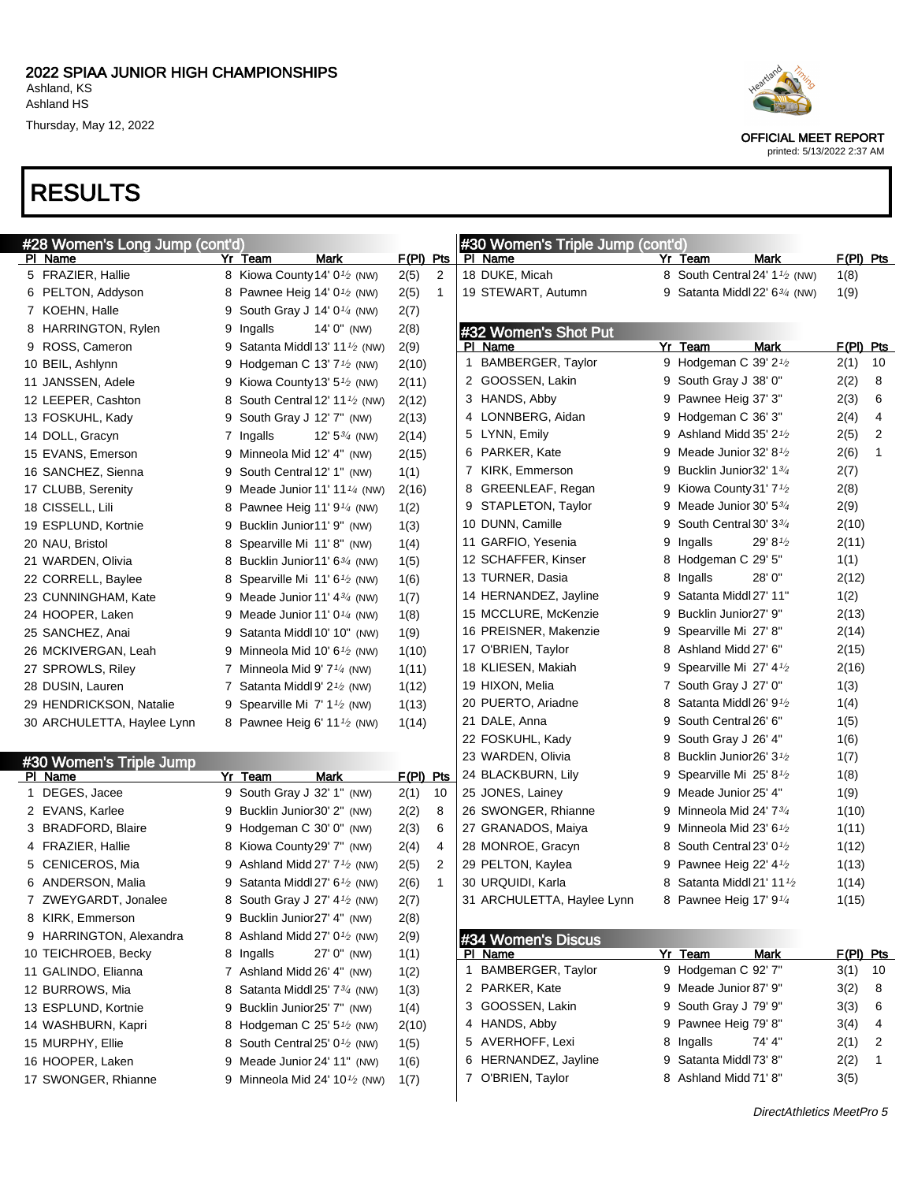# RESULTS

## #28 Women's Long Jump (cont'd)

| Pl | Name | Yr | Team | Mark | | F(Pl) | Pts |
|---|---|---|---|---|---|---|---|
| 5 | FRAZIER, Hallie | 8 | Kiowa County | 14' 0½ | (NW) | 2(5) | 2 |
| 6 | PELTON, Addyson | 8 | Pawnee Heig | 14' 0½ | (NW) | 2(5) | 1 |
| 7 | KOEHN, Halle | 9 | South Gray J | 14' 0¼ | (NW) | 2(7) | |
| 8 | HARRINGTON, Rylen | 9 | Ingalls | 14' 0" | (NW) | 2(8) | |
| 9 | ROSS, Cameron | 9 | Satanta Middl | 13' 11½ | (NW) | 2(9) | |
| 10 | BEIL, Ashlynn | 9 | Hodgeman C | 13' 7½ | (NW) | 2(10) | |
| 11 | JANSSEN, Adele | 9 | Kiowa County | 13' 5½ | (NW) | 2(11) | |
| 12 | LEEPER, Cashton | 8 | South Central | 12' 11½ | (NW) | 2(12) | |
| 13 | FOSKUHL, Kady | 9 | South Gray J | 12' 7" | (NW) | 2(13) | |
| 14 | DOLL, Gracyn | 7 | Ingalls | 12' 5¾ | (NW) | 2(14) | |
| 15 | EVANS, Emerson | 9 | Minneola Mid | 12' 4" | (NW) | 2(15) | |
| 16 | SANCHEZ, Sienna | 9 | South Central | 12' 1" | (NW) | 1(1) | |
| 17 | CLUBB, Serenity | 9 | Meade Junior | 11' 11¼ | (NW) | 2(16) | |
| 18 | CISSELL, Lili | 8 | Pawnee Heig | 11' 9¼ | (NW) | 1(2) | |
| 19 | ESPLUND, Kortnie | 9 | Bucklin Junior | 11' 9" | (NW) | 1(3) | |
| 20 | NAU, Bristol | 8 | Spearville Mi | 11' 8" | (NW) | 1(4) | |
| 21 | WARDEN, Olivia | 8 | Bucklin Junior | 11' 6¾ | (NW) | 1(5) | |
| 22 | CORRELL, Baylee | 8 | Spearville Mi | 11' 6½ | (NW) | 1(6) | |
| 23 | CUNNINGHAM, Kate | 9 | Meade Junior | 11' 4¾ | (NW) | 1(7) | |
| 24 | HOOPER, Laken | 9 | Meade Junior | 11' 0¼ | (NW) | 1(8) | |
| 25 | SANCHEZ, Anai | 9 | Satanta Middl | 10' 10" | (NW) | 1(9) | |
| 26 | MCKIVERGAN, Leah | 9 | Minneola Mid | 10' 6½ | (NW) | 1(10) | |
| 27 | SPROWLS, Riley | 7 | Minneola Mid | 9' 7¼ | (NW) | 1(11) | |
| 28 | DUSIN, Lauren | 7 | Satanta Middl | 9' 2½ | (NW) | 1(12) | |
| 29 | HENDRICKSON, Natalie | 9 | Spearville Mi | 7' 1½ | (NW) | 1(13) | |
| 30 | ARCHULETTA, Haylee Lynn | 8 | Pawnee Heig | 6' 11½ | (NW) | 1(14) | |

## #30 Women's Triple Jump

| Pl | Name | Yr | Team | Mark | | F(Pl) | Pts |
|---|---|---|---|---|---|---|---|
| 1 | DEGES, Jacee | 9 | South Gray J | 32' 1" | (NW) | 2(1) | 10 |
| 2 | EVANS, Karlee | 9 | Bucklin Junior | 30' 2" | (NW) | 2(2) | 8 |
| 3 | BRADFORD, Blaire | 9 | Hodgeman C | 30' 0" | (NW) | 2(3) | 6 |
| 4 | FRAZIER, Hallie | 8 | Kiowa County | 29' 7" | (NW) | 2(4) | 4 |
| 5 | CENICEROS, Mia | 9 | Ashland Midd | 27' 7½ | (NW) | 2(5) | 2 |
| 6 | ANDERSON, Malia | 9 | Satanta Middl | 27' 6½ | (NW) | 2(6) | 1 |
| 7 | ZWEYGARDT, Jonalee | 8 | South Gray J | 27' 4½ | (NW) | 2(7) | |
| 8 | KIRK, Emmerson | 9 | Bucklin Junior | 27' 4" | (NW) | 2(8) | |
| 9 | HARRINGTON, Alexandra | 8 | Ashland Midd | 27' 0½ | (NW) | 2(9) | |
| 10 | TEICHROEB, Becky | 8 | Ingalls | 27' 0" | (NW) | 1(1) | |
| 11 | GALINDO, Elianna | 7 | Ashland Midd | 26' 4" | (NW) | 1(2) | |
| 12 | BURROWS, Mia | 8 | Satanta Middl | 25' 7¾ | (NW) | 1(3) | |
| 13 | ESPLUND, Kortnie | 9 | Bucklin Junior | 25' 7" | (NW) | 1(4) | |
| 14 | WASHBURN, Kapri | 8 | Hodgeman C | 25' 5½ | (NW) | 2(10) | |
| 15 | MURPHY, Ellie | 8 | South Central | 25' 0½ | (NW) | 1(5) | |
| 16 | HOOPER, Laken | 9 | Meade Junior | 24' 11" | (NW) | 1(6) | |
| 17 | SWONGER, Rhianne | 9 | Minneola Mid | 24' 10½ | (NW) | 1(7) | |
| 18 | DUKE, Micah | 8 | South Central | 24' 1½ | (NW) | 1(8) | |
| 19 | STEWART, Autumn | 9 | Satanta Middl | 22' 6¾ | (NW) | 1(9) | |

## #32 Women's Shot Put

| Pl | Name | Yr | Team | Mark | F(Pl) | Pts |
|---|---|---|---|---|---|---|
| 1 | BAMBERGER, Taylor | 9 | Hodgeman C | 39' 2½ | 2(1) | 10 |
| 2 | GOOSSEN, Lakin | 9 | South Gray J | 38' 0" | 2(2) | 8 |
| 3 | HANDS, Abby | 9 | Pawnee Heig | 37' 3" | 2(3) | 6 |
| 4 | LONNBERG, Aidan | 9 | Hodgeman C | 36' 3" | 2(4) | 4 |
| 5 | LYNN, Emily | 9 | Ashland Midd | 35' 2½ | 2(5) | 2 |
| 6 | PARKER, Kate | 9 | Meade Junior | 32' 8½ | 2(6) | 1 |
| 7 | KIRK, Emmerson | 9 | Bucklin Junior | 32' 1¾ | 2(7) | |
| 8 | GREENLEAF, Regan | 9 | Kiowa County | 31' 7½ | 2(8) | |
| 9 | STAPLETON, Taylor | 9 | Meade Junior | 30' 5¾ | 2(9) | |
| 10 | DUNN, Camille | 9 | South Central | 30' 3¾ | 2(10) | |
| 11 | GARFIO, Yesenia | 9 | Ingalls | 29' 8½ | 2(11) | |
| 12 | SCHAFFER, Kinser | 8 | Hodgeman C | 29' 5" | 1(1) | |
| 13 | TURNER, Dasia | 8 | Ingalls | 28' 0" | 2(12) | |
| 14 | HERNANDEZ, Jayline | 9 | Satanta Middl | 27' 11" | 1(2) | |
| 15 | MCCLURE, McKenzie | 9 | Bucklin Junior | 27' 9" | 2(13) | |
| 16 | PREISNER, Makenzie | 9 | Spearville Mi | 27' 8" | 2(14) | |
| 17 | O'BRIEN, Taylor | 8 | Ashland Midd | 27' 6" | 2(15) | |
| 18 | KLIESEN, Makiah | 9 | Spearville Mi | 27' 4½ | 2(16) | |
| 19 | HIXON, Melia | 7 | South Gray J | 27' 0" | 1(3) | |
| 20 | PUERTO, Ariadne | 8 | Satanta Middl | 26' 9½ | 1(4) | |
| 21 | DALE, Anna | 9 | South Central | 26' 6" | 1(5) | |
| 22 | FOSKUHL, Kady | 9 | South Gray J | 26' 4" | 1(6) | |
| 23 | WARDEN, Olivia | 8 | Bucklin Junior | 26' 3½ | 1(7) | |
| 24 | BLACKBURN, Lily | 9 | Spearville Mi | 25' 8½ | 1(8) | |
| 25 | JONES, Lainey | 9 | Meade Junior | 25' 4" | 1(9) | |
| 26 | SWONGER, Rhianne | 9 | Minneola Mid | 24' 7¾ | 1(10) | |
| 27 | GRANADOS, Maiya | 9 | Minneola Mid | 23' 6½ | 1(11) | |
| 28 | MONROE, Gracyn | 8 | South Central | 23' 0½ | 1(12) | |
| 29 | PELTON, Kaylea | 9 | Pawnee Heig | 22' 4½ | 1(13) | |
| 30 | URQUIDI, Karla | 8 | Satanta Middl | 21' 11½ | 1(14) | |
| 31 | ARCHULETTA, Haylee Lynn | 8 | Pawnee Heig | 17' 9¼ | 1(15) | |

## #34 Women's Discus

| Pl | Name | Yr | Team | Mark | F(Pl) | Pts |
|---|---|---|---|---|---|---|
| 1 | BAMBERGER, Taylor | 9 | Hodgeman C | 92' 7" | 3(1) | 10 |
| 2 | PARKER, Kate | 9 | Meade Junior | 87' 9" | 3(2) | 8 |
| 3 | GOOSSEN, Lakin | 9 | South Gray J | 79' 9" | 3(3) | 6 |
| 4 | HANDS, Abby | 9 | Pawnee Heig | 79' 8" | 3(4) | 4 |
| 5 | AVERHOFF, Lexi | 8 | Ingalls | 74' 4" | 2(1) | 2 |
| 6 | HERNANDEZ, Jayline | 9 | Satanta Middl | 73' 8" | 2(2) | 1 |
| 7 | O'BRIEN, Taylor | 8 | Ashland Midd | 71' 8" | 3(5) | |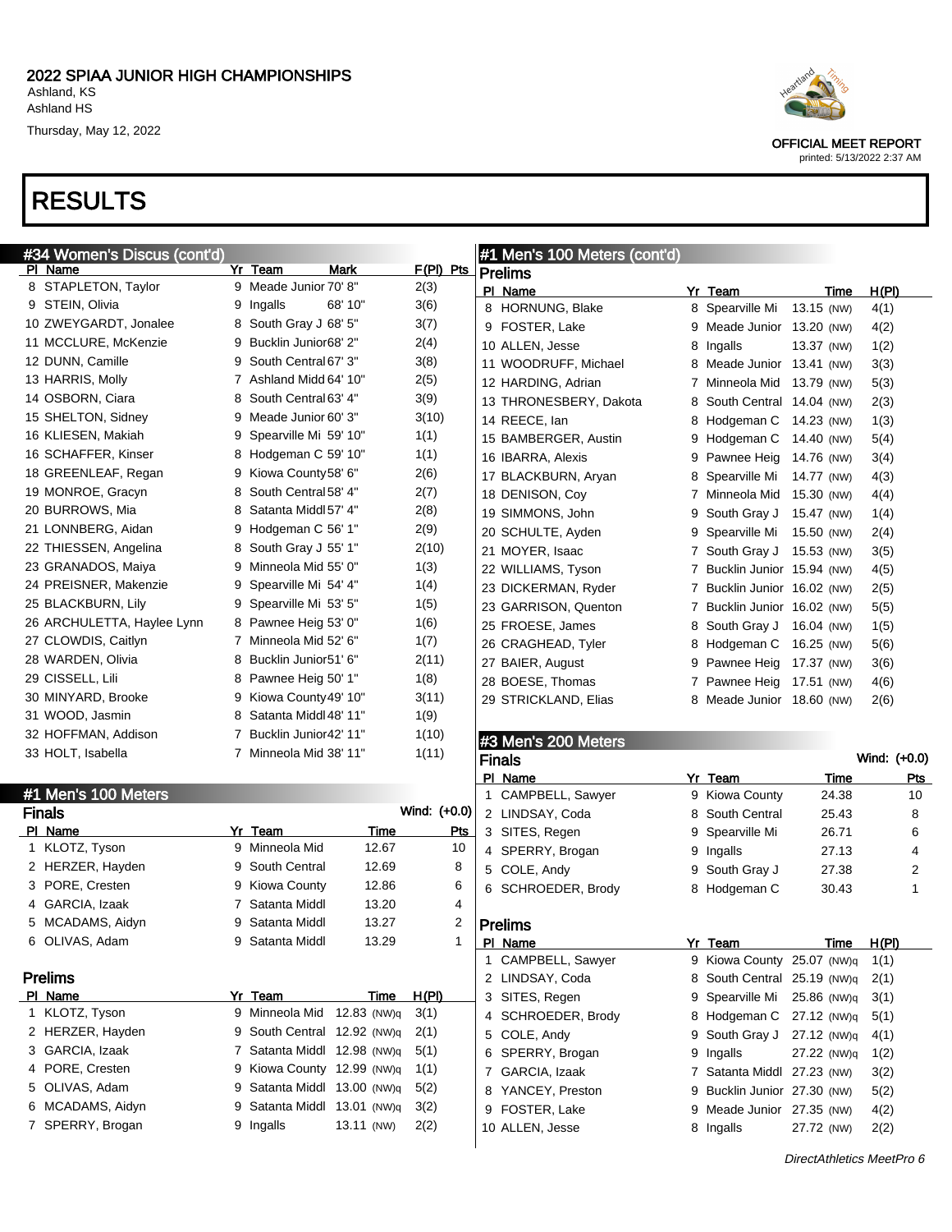# 2022 SPIAA JUNIOR HIGH CHAMPIONSHIPS

Ashland, KS
Ashland HS
Thursday, May 12, 2022

OFFICIAL MEET REPORT
printed: 5/13/2022 2:37 AM

# RESULTS

## #34 Women's Discus (cont'd)

| Pl | Name | Yr | Team | Mark | F(Pl) | Pts |
|---|---|---|---|---|---|---|
| 8 | STAPLETON, Taylor | 9 | Meade Junior | 70' 8" | 2(3) | |
| 9 | STEIN, Olivia | 9 | Ingalls | 68' 10" | 3(6) | |
| 10 | ZWEYGARDT, Jonalee | 8 | South Gray J | 68' 5" | 3(7) | |
| 11 | MCCLURE, McKenzie | 9 | Bucklin Junior | 68' 2" | 2(4) | |
| 12 | DUNN, Camille | 9 | South Central | 67' 3" | 3(8) | |
| 13 | HARRIS, Molly | 7 | Ashland Midd | 64' 10" | 2(5) | |
| 14 | OSBORN, Ciara | 8 | South Central | 63' 4" | 3(9) | |
| 15 | SHELTON, Sidney | 9 | Meade Junior | 60' 3" | 3(10) | |
| 16 | KLIESEN, Makiah | 9 | Spearville Mi | 59' 10" | 1(1) | |
| 16 | SCHAFFER, Kinser | 8 | Hodgeman C | 59' 10" | 1(1) | |
| 18 | GREENLEAF, Regan | 9 | Kiowa County | 58' 6" | 2(6) | |
| 19 | MONROE, Gracyn | 8 | South Central | 58' 4" | 2(7) | |
| 20 | BURROWS, Mia | 8 | Satanta Middl | 57' 4" | 2(8) | |
| 21 | LONNBERG, Aidan | 9 | Hodgeman C | 56' 1" | 2(9) | |
| 22 | THIESSEN, Angelina | 8 | South Gray J | 55' 1" | 2(10) | |
| 23 | GRANADOS, Maiya | 9 | Minneola Mid | 55' 0" | 1(3) | |
| 24 | PREISNER, Makenzie | 9 | Spearville Mi | 54' 4" | 1(4) | |
| 25 | BLACKBURN, Lily | 9 | Spearville Mi | 53' 5" | 1(5) | |
| 26 | ARCHULETTA, Haylee Lynn | 8 | Pawnee Heig | 53' 0" | 1(6) | |
| 27 | CLOWDIS, Caitlyn | 7 | Minneola Mid | 52' 6" | 1(7) | |
| 28 | WARDEN, Olivia | 8 | Bucklin Junior | 51' 6" | 2(11) | |
| 29 | CISSELL, Lili | 8 | Pawnee Heig | 50' 1" | 1(8) | |
| 30 | MINYARD, Brooke | 9 | Kiowa County | 49' 10" | 3(11) | |
| 31 | WOOD, Jasmin | 8 | Satanta Middl | 48' 11" | 1(9) | |
| 32 | HOFFMAN, Addison | 7 | Bucklin Junior | 42' 11" | 1(10) | |
| 33 | HOLT, Isabella | 7 | Minneola Mid | 38' 11" | 1(11) | |

## #1 Men's 100 Meters

### Finals

Wind: (+0.0)

| Pl | Name | Yr | Team | Time | Pts |
|---|---|---|---|---|---|
| 1 | KLOTZ, Tyson | 9 | Minneola Mid | 12.67 | 10 |
| 2 | HERZER, Hayden | 9 | South Central | 12.69 | 8 |
| 3 | PORE, Cresten | 9 | Kiowa County | 12.86 | 6 |
| 4 | GARCIA, Izaak | 7 | Satanta Middl | 13.20 | 4 |
| 5 | MCADAMS, Aidyn | 9 | Satanta Middl | 13.27 | 2 |
| 6 | OLIVAS, Adam | 9 | Satanta Middl | 13.29 | 1 |

### Prelims

| Pl | Name | Yr | Team | Time | H(Pl) |
|---|---|---|---|---|---|
| 1 | KLOTZ, Tyson | 9 | Minneola Mid | 12.83 (NW)q | 3(1) |
| 2 | HERZER, Hayden | 9 | South Central | 12.92 (NW)q | 2(1) |
| 3 | GARCIA, Izaak | 7 | Satanta Middl | 12.98 (NW)q | 5(1) |
| 4 | PORE, Cresten | 9 | Kiowa County | 12.99 (NW)q | 1(1) |
| 5 | OLIVAS, Adam | 9 | Satanta Middl | 13.00 (NW)q | 5(2) |
| 6 | MCADAMS, Aidyn | 9 | Satanta Middl | 13.01 (NW)q | 3(2) |
| 7 | SPERRY, Brogan | 9 | Ingalls | 13.11 (NW) | 2(2) |

## #1 Men's 100 Meters (cont'd)

### Prelims

| Pl | Name | Yr | Team | Time | H(Pl) |
|---|---|---|---|---|---|
| 8 | HORNUNG, Blake | 8 | Spearville Mi | 13.15 (NW) | 4(1) |
| 9 | FOSTER, Lake | 9 | Meade Junior | 13.20 (NW) | 4(2) |
| 10 | ALLEN, Jesse | 8 | Ingalls | 13.37 (NW) | 1(2) |
| 11 | WOODRUFF, Michael | 8 | Meade Junior | 13.41 (NW) | 3(3) |
| 12 | HARDING, Adrian | 7 | Minneola Mid | 13.79 (NW) | 5(3) |
| 13 | THRONESBERY, Dakota | 8 | South Central | 14.04 (NW) | 2(3) |
| 14 | REECE, Ian | 8 | Hodgeman C | 14.23 (NW) | 1(3) |
| 15 | BAMBERGER, Austin | 9 | Hodgeman C | 14.40 (NW) | 5(4) |
| 16 | IBARRA, Alexis | 9 | Pawnee Heig | 14.76 (NW) | 3(4) |
| 17 | BLACKBURN, Aryan | 8 | Spearville Mi | 14.77 (NW) | 4(3) |
| 18 | DENISON, Coy | 7 | Minneola Mid | 15.30 (NW) | 4(4) |
| 19 | SIMMONS, John | 9 | South Gray J | 15.47 (NW) | 1(4) |
| 20 | SCHULTE, Ayden | 9 | Spearville Mi | 15.50 (NW) | 2(4) |
| 21 | MOYER, Isaac | 7 | South Gray J | 15.53 (NW) | 3(5) |
| 22 | WILLIAMS, Tyson | 7 | Bucklin Junior | 15.94 (NW) | 4(5) |
| 23 | DICKERMAN, Ryder | 7 | Bucklin Junior | 16.02 (NW) | 2(5) |
| 23 | GARRISON, Quenton | 7 | Bucklin Junior | 16.02 (NW) | 5(5) |
| 25 | FROESE, James | 8 | South Gray J | 16.04 (NW) | 1(5) |
| 26 | CRAGHEAD, Tyler | 8 | Hodgeman C | 16.25 (NW) | 5(6) |
| 27 | BAIER, August | 9 | Pawnee Heig | 17.37 (NW) | 3(6) |
| 28 | BOESE, Thomas | 7 | Pawnee Heig | 17.51 (NW) | 4(6) |
| 29 | STRICKLAND, Elias | 8 | Meade Junior | 18.60 (NW) | 2(6) |

## #3 Men's 200 Meters

### Finals

Wind: (+0.0)

| Pl | Name | Yr | Team | Time | Pts |
|---|---|---|---|---|---|
| 1 | CAMPBELL, Sawyer | 9 | Kiowa County | 24.38 | 10 |
| 2 | LINDSAY, Coda | 8 | South Central | 25.43 | 8 |
| 3 | SITES, Regen | 9 | Spearville Mi | 26.71 | 6 |
| 4 | SPERRY, Brogan | 9 | Ingalls | 27.13 | 4 |
| 5 | COLE, Andy | 9 | South Gray J | 27.38 | 2 |
| 6 | SCHROEDER, Brody | 8 | Hodgeman C | 30.43 | 1 |

### Prelims

| Pl | Name | Yr | Team | Time | H(Pl) |
|---|---|---|---|---|---|
| 1 | CAMPBELL, Sawyer | 9 | Kiowa County | 25.07 (NW)q | 1(1) |
| 2 | LINDSAY, Coda | 8 | South Central | 25.19 (NW)q | 2(1) |
| 3 | SITES, Regen | 9 | Spearville Mi | 25.86 (NW)q | 3(1) |
| 4 | SCHROEDER, Brody | 8 | Hodgeman C | 27.12 (NW)q | 5(1) |
| 5 | COLE, Andy | 9 | South Gray J | 27.12 (NW)q | 4(1) |
| 6 | SPERRY, Brogan | 9 | Ingalls | 27.22 (NW)q | 1(2) |
| 7 | GARCIA, Izaak | 7 | Satanta Middl | 27.23 (NW) | 3(2) |
| 8 | YANCEY, Preston | 9 | Bucklin Junior | 27.30 (NW) | 5(2) |
| 9 | FOSTER, Lake | 9 | Meade Junior | 27.35 (NW) | 4(2) |
| 10 | ALLEN, Jesse | 8 | Ingalls | 27.72 (NW) | 2(2) |

DirectAthletics MeetPro 6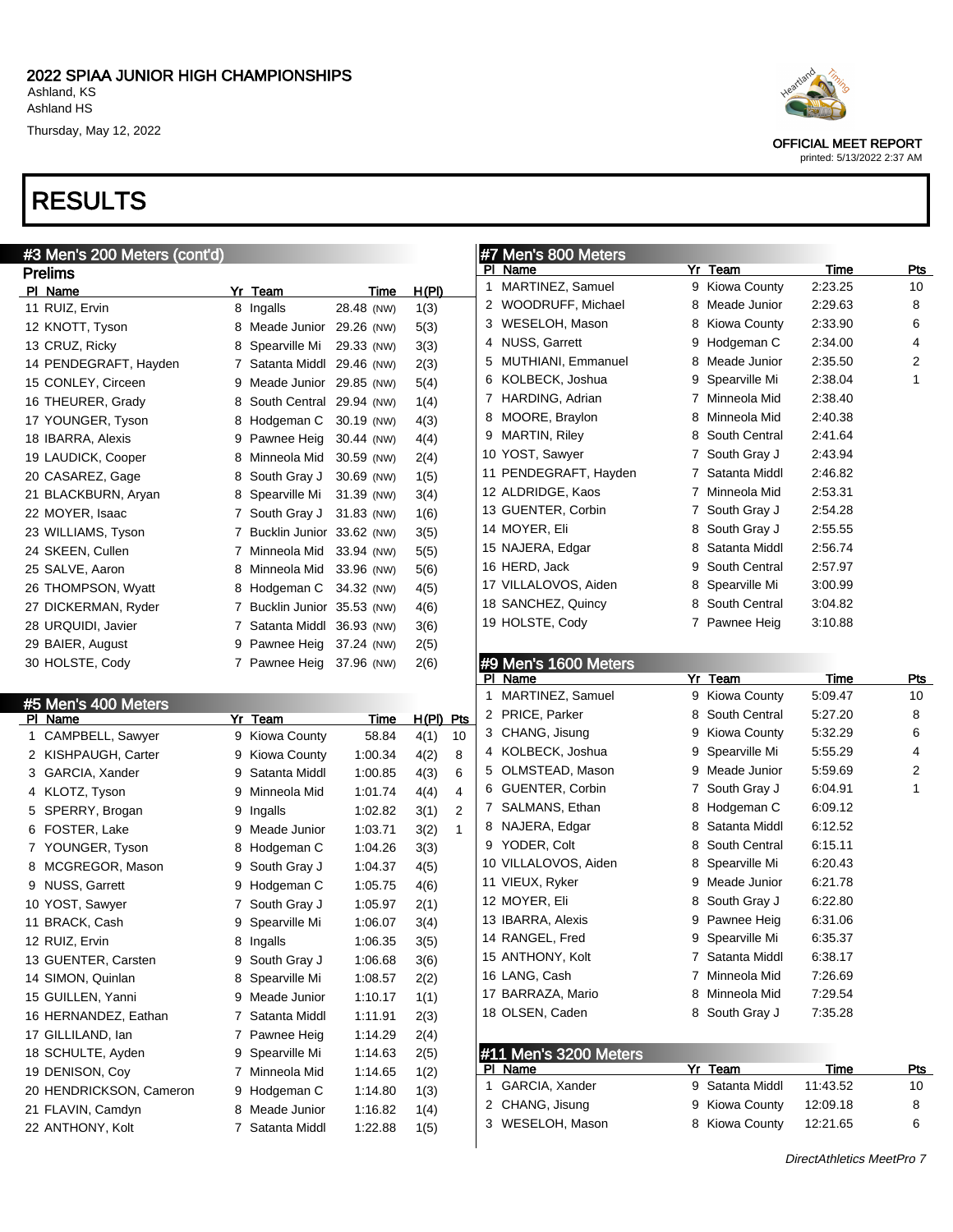# 2022 SPIAA JUNIOR HIGH CHAMPIONSHIPS

Ashland, KS
Ashland HS
Thursday, May 12, 2022

OFFICIAL MEET REPORT
printed: 5/13/2022 2:37 AM

# RESULTS

## #3 Men's 200 Meters (cont'd)

### Prelims

| Pl | Name | Yr | Team | Time | H(Pl) |
|---|---|---|---|---|---|
| 11 | RUIZ, Ervin | 8 | Ingalls | 28.48 (NW) | 1(3) |
| 12 | KNOTT, Tyson | 8 | Meade Junior | 29.26 (NW) | 5(3) |
| 13 | CRUZ, Ricky | 8 | Spearville Mi | 29.33 (NW) | 3(3) |
| 14 | PENDEGRAFT, Hayden | 7 | Satanta Middl | 29.46 (NW) | 2(3) |
| 15 | CONLEY, Circeen | 9 | Meade Junior | 29.85 (NW) | 5(4) |
| 16 | THEURER, Grady | 8 | South Central | 29.94 (NW) | 1(4) |
| 17 | YOUNGER, Tyson | 8 | Hodgeman C | 30.19 (NW) | 4(3) |
| 18 | IBARRA, Alexis | 9 | Pawnee Heig | 30.44 (NW) | 4(4) |
| 19 | LAUDICK, Cooper | 8 | Minneola Mid | 30.59 (NW) | 2(4) |
| 20 | CASAREZ, Gage | 8 | South Gray J | 30.69 (NW) | 1(5) |
| 21 | BLACKBURN, Aryan | 8 | Spearville Mi | 31.39 (NW) | 3(4) |
| 22 | MOYER, Isaac | 7 | South Gray J | 31.83 (NW) | 1(6) |
| 23 | WILLIAMS, Tyson | 7 | Bucklin Junior | 33.62 (NW) | 3(5) |
| 24 | SKEEN, Cullen | 7 | Minneola Mid | 33.94 (NW) | 5(5) |
| 25 | SALVE, Aaron | 8 | Minneola Mid | 33.96 (NW) | 5(6) |
| 26 | THOMPSON, Wyatt | 8 | Hodgeman C | 34.32 (NW) | 4(5) |
| 27 | DICKERMAN, Ryder | 7 | Bucklin Junior | 35.53 (NW) | 4(6) |
| 28 | URQUIDI, Javier | 7 | Satanta Middl | 36.93 (NW) | 3(6) |
| 29 | BAIER, August | 9 | Pawnee Heig | 37.24 (NW) | 2(5) |
| 30 | HOLSTE, Cody | 7 | Pawnee Heig | 37.96 (NW) | 2(6) |

## #5 Men's 400 Meters

| Pl | Name | Yr | Team | Time | H(Pl) | Pts |
|---|---|---|---|---|---|---|
| 1 | CAMPBELL, Sawyer | 9 | Kiowa County | 58.84 | 4(1) | 10 |
| 2 | KISHPAUGH, Carter | 9 | Kiowa County | 1:00.34 | 4(2) | 8 |
| 3 | GARCIA, Xander | 9 | Satanta Middl | 1:00.85 | 4(3) | 6 |
| 4 | KLOTZ, Tyson | 9 | Minneola Mid | 1:01.74 | 4(4) | 4 |
| 5 | SPERRY, Brogan | 9 | Ingalls | 1:02.82 | 3(1) | 2 |
| 6 | FOSTER, Lake | 9 | Meade Junior | 1:03.71 | 3(2) | 1 |
| 7 | YOUNGER, Tyson | 8 | Hodgeman C | 1:04.26 | 3(3) | |
| 8 | MCGREGOR, Mason | 9 | South Gray J | 1:04.37 | 4(5) | |
| 9 | NUSS, Garrett | 9 | Hodgeman C | 1:05.75 | 4(6) | |
| 10 | YOST, Sawyer | 7 | South Gray J | 1:05.97 | 2(1) | |
| 11 | BRACK, Cash | 9 | Spearville Mi | 1:06.07 | 3(4) | |
| 12 | RUIZ, Ervin | 8 | Ingalls | 1:06.35 | 3(5) | |
| 13 | GUENTER, Carsten | 9 | South Gray J | 1:06.68 | 3(6) | |
| 14 | SIMON, Quinlan | 8 | Spearville Mi | 1:08.57 | 2(2) | |
| 15 | GUILLEN, Yanni | 9 | Meade Junior | 1:10.17 | 1(1) | |
| 16 | HERNANDEZ, Eathan | 7 | Satanta Middl | 1:11.91 | 2(3) | |
| 17 | GILLILAND, Ian | 7 | Pawnee Heig | 1:14.29 | 2(4) | |
| 18 | SCHULTE, Ayden | 9 | Spearville Mi | 1:14.63 | 2(5) | |
| 19 | DENISON, Coy | 7 | Minneola Mid | 1:14.65 | 1(2) | |
| 20 | HENDRICKSON, Cameron | 9 | Hodgeman C | 1:14.80 | 1(3) | |
| 21 | FLAVIN, Camdyn | 8 | Meade Junior | 1:16.82 | 1(4) | |
| 22 | ANTHONY, Kolt | 7 | Satanta Middl | 1:22.88 | 1(5) | |

## #7 Men's 800 Meters

| Pl | Name | Yr | Team | Time | Pts |
|---|---|---|---|---|---|
| 1 | MARTINEZ, Samuel | 9 | Kiowa County | 2:23.25 | 10 |
| 2 | WOODRUFF, Michael | 8 | Meade Junior | 2:29.63 | 8 |
| 3 | WESELOH, Mason | 8 | Kiowa County | 2:33.90 | 6 |
| 4 | NUSS, Garrett | 9 | Hodgeman C | 2:34.00 | 4 |
| 5 | MUTHIANI, Emmanuel | 8 | Meade Junior | 2:35.50 | 2 |
| 6 | KOLBECK, Joshua | 9 | Spearville Mi | 2:38.04 | 1 |
| 7 | HARDING, Adrian | 7 | Minneola Mid | 2:38.40 | |
| 8 | MOORE, Braylon | 8 | Minneola Mid | 2:40.38 | |
| 9 | MARTIN, Riley | 8 | South Central | 2:41.64 | |
| 10 | YOST, Sawyer | 7 | South Gray J | 2:43.94 | |
| 11 | PENDEGRAFT, Hayden | 7 | Satanta Middl | 2:46.82 | |
| 12 | ALDRIDGE, Kaos | 7 | Minneola Mid | 2:53.31 | |
| 13 | GUENTER, Corbin | 7 | South Gray J | 2:54.28 | |
| 14 | MOYER, Eli | 8 | South Gray J | 2:55.55 | |
| 15 | NAJERA, Edgar | 8 | Satanta Middl | 2:56.74 | |
| 16 | HERD, Jack | 9 | South Central | 2:57.97 | |
| 17 | VILLALOVOS, Aiden | 8 | Spearville Mi | 3:00.99 | |
| 18 | SANCHEZ, Quincy | 8 | South Central | 3:04.82 | |
| 19 | HOLSTE, Cody | 7 | Pawnee Heig | 3:10.88 | |

## #9 Men's 1600 Meters

| Pl | Name | Yr | Team | Time | Pts |
|---|---|---|---|---|---|
| 1 | MARTINEZ, Samuel | 9 | Kiowa County | 5:09.47 | 10 |
| 2 | PRICE, Parker | 8 | South Central | 5:27.20 | 8 |
| 3 | CHANG, Jisung | 9 | Kiowa County | 5:32.29 | 6 |
| 4 | KOLBECK, Joshua | 9 | Spearville Mi | 5:55.29 | 4 |
| 5 | OLMSTEAD, Mason | 9 | Meade Junior | 5:59.69 | 2 |
| 6 | GUENTER, Corbin | 7 | South Gray J | 6:04.91 | 1 |
| 7 | SALMANS, Ethan | 8 | Hodgeman C | 6:09.12 | |
| 8 | NAJERA, Edgar | 8 | Satanta Middl | 6:12.52 | |
| 9 | YODER, Colt | 8 | South Central | 6:15.11 | |
| 10 | VILLALOVOS, Aiden | 8 | Spearville Mi | 6:20.43 | |
| 11 | VIEUX, Ryker | 9 | Meade Junior | 6:21.78 | |
| 12 | MOYER, Eli | 8 | South Gray J | 6:22.80 | |
| 13 | IBARRA, Alexis | 9 | Pawnee Heig | 6:31.06 | |
| 14 | RANGEL, Fred | 9 | Spearville Mi | 6:35.37 | |
| 15 | ANTHONY, Kolt | 7 | Satanta Middl | 6:38.17 | |
| 16 | LANG, Cash | 7 | Minneola Mid | 7:26.69 | |
| 17 | BARRAZA, Mario | 8 | Minneola Mid | 7:29.54 | |
| 18 | OLSEN, Caden | 8 | South Gray J | 7:35.28 | |

## #11 Men's 3200 Meters

| Pl | Name | Yr | Team | Time | Pts |
|---|---|---|---|---|---|
| 1 | GARCIA, Xander | 9 | Satanta Middl | 11:43.52 | 10 |
| 2 | CHANG, Jisung | 9 | Kiowa County | 12:09.18 | 8 |
| 3 | WESELOH, Mason | 8 | Kiowa County | 12:21.65 | 6 |

*DirectAthletics MeetPro 7*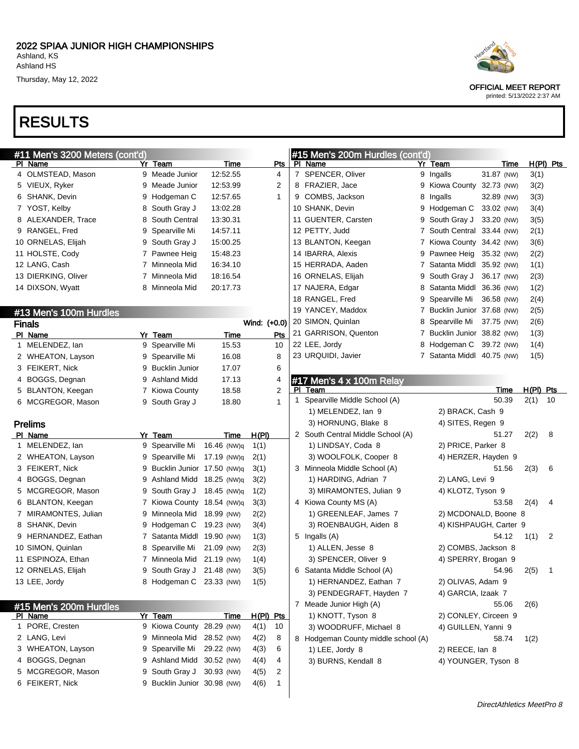# 2022 SPIAA JUNIOR HIGH CHAMPIONSHIPS

Ashland, KS
Ashland HS
Thursday, May 12, 2022

OFFICIAL MEET REPORT
printed: 5/13/2022 2:37 AM

# RESULTS

## #11 Men's 3200 Meters (cont'd)

| Pl | Name | Yr | Team | Time | Pts |
|---|---|---|---|---|---|
| 4 | OLMSTEAD, Mason | 9 | Meade Junior | 12:52.55 | 4 |
| 5 | VIEUX, Ryker | 9 | Meade Junior | 12:53.99 | 2 |
| 6 | SHANK, Devin | 9 | Hodgeman C | 12:57.65 | 1 |
| 7 | YOST, Kelby | 8 | South Gray J | 13:02.28 | |
| 8 | ALEXANDER, Trace | 8 | South Central | 13:30.31 | |
| 9 | RANGEL, Fred | 9 | Spearville Mi | 14:57.11 | |
| 10 | ORNELAS, Elijah | 9 | South Gray J | 15:00.25 | |
| 11 | HOLSTE, Cody | 7 | Pawnee Heig | 15:48.23 | |
| 12 | LANG, Cash | 7 | Minneola Mid | 16:34.10 | |
| 13 | DIERKING, Oliver | 7 | Minneola Mid | 18:16.54 | |
| 14 | DIXSON, Wyatt | 8 | Minneola Mid | 20:17.73 | |

## #13 Men's 100m Hurdles

### Finals

Wind: (+0.0)

| Pl | Name | Yr | Team | Time | Pts |
|---|---|---|---|---|---|
| 1 | MELENDEZ, Ian | 9 | Spearville Mi | 15.53 | 10 |
| 2 | WHEATON, Layson | 9 | Spearville Mi | 16.08 | 8 |
| 3 | FEIKERT, Nick | 9 | Bucklin Junior | 17.07 | 6 |
| 4 | BOGGS, Degnan | 9 | Ashland Midd | 17.13 | 4 |
| 5 | BLANTON, Keegan | 7 | Kiowa County | 18.58 | 2 |
| 6 | MCGREGOR, Mason | 9 | South Gray J | 18.80 | 1 |

### Prelims

| Pl | Name | Yr | Team | Time | H(Pl) |
|---|---|---|---|---|---|
| 1 | MELENDEZ, Ian | 9 | Spearville Mi | 16.46 (NW)q | 1(1) |
| 2 | WHEATON, Layson | 9 | Spearville Mi | 17.19 (NW)q | 2(1) |
| 3 | FEIKERT, Nick | 9 | Bucklin Junior | 17.50 (NW)q | 3(1) |
| 4 | BOGGS, Degnan | 9 | Ashland Midd | 18.25 (NW)q | 3(2) |
| 5 | MCGREGOR, Mason | 9 | South Gray J | 18.45 (NW)q | 1(2) |
| 6 | BLANTON, Keegan | 7 | Kiowa County | 18.54 (NW)q | 3(3) |
| 7 | MIRAMONTES, Julian | 9 | Minneola Mid | 18.99 (NW) | 2(2) |
| 8 | SHANK, Devin | 9 | Hodgeman C | 19.23 (NW) | 3(4) |
| 9 | HERNANDEZ, Eathan | 7 | Satanta Middl | 19.90 (NW) | 1(3) |
| 10 | SIMON, Quinlan | 8 | Spearville Mi | 21.09 (NW) | 2(3) |
| 11 | ESPINOZA, Ethan | 7 | Minneola Mid | 21.19 (NW) | 1(4) |
| 12 | ORNELAS, Elijah | 9 | South Gray J | 21.48 (NW) | 3(5) |
| 13 | LEE, Jordy | 8 | Hodgeman C | 23.33 (NW) | 1(5) |

## #15 Men's 200m Hurdles

| Pl | Name | Yr | Team | Time | H(Pl) | Pts |
|---|---|---|---|---|---|---|
| 1 | PORE, Cresten | 9 | Kiowa County | 28.29 (NW) | 4(1) | 10 |
| 2 | LANG, Levi | 9 | Minneola Mid | 28.52 (NW) | 4(2) | 8 |
| 3 | WHEATON, Layson | 9 | Spearville Mi | 29.22 (NW) | 4(3) | 6 |
| 4 | BOGGS, Degnan | 9 | Ashland Midd | 30.52 (NW) | 4(4) | 4 |
| 5 | MCGREGOR, Mason | 9 | South Gray J | 30.93 (NW) | 4(5) | 2 |
| 6 | FEIKERT, Nick | 9 | Bucklin Junior | 30.98 (NW) | 4(6) | 1 |
| 7 | SPENCER, Oliver | 9 | Ingalls | 31.87 (NW) | 3(1) | |
| 8 | FRAZIER, Jace | 9 | Kiowa County | 32.73 (NW) | 3(2) | |
| 9 | COMBS, Jackson | 8 | Ingalls | 32.89 (NW) | 3(3) | |
| 10 | SHANK, Devin | 9 | Hodgeman C | 33.02 (NW) | 3(4) | |
| 11 | GUENTER, Carsten | 9 | South Gray J | 33.20 (NW) | 3(5) | |
| 12 | PETTY, Judd | 7 | South Central | 33.44 (NW) | 2(1) | |
| 13 | BLANTON, Keegan | 7 | Kiowa County | 34.42 (NW) | 3(6) | |
| 14 | IBARRA, Alexis | 9 | Pawnee Heig | 35.32 (NW) | 2(2) | |
| 15 | HERRADA, Aaden | 7 | Satanta Middl | 35.92 (NW) | 1(1) | |
| 16 | ORNELAS, Elijah | 9 | South Gray J | 36.17 (NW) | 2(3) | |
| 17 | NAJERA, Edgar | 8 | Satanta Middl | 36.36 (NW) | 1(2) | |
| 18 | RANGEL, Fred | 9 | Spearville Mi | 36.58 (NW) | 2(4) | |
| 19 | YANCEY, Maddox | 7 | Bucklin Junior | 37.68 (NW) | 2(5) | |
| 20 | SIMON, Quinlan | 8 | Spearville Mi | 37.75 (NW) | 2(6) | |
| 21 | GARRISON, Quenton | 7 | Bucklin Junior | 38.82 (NW) | 1(3) | |
| 22 | LEE, Jordy | 8 | Hodgeman C | 39.72 (NW) | 1(4) | |
| 23 | URQUIDI, Javier | 7 | Satanta Middl | 40.75 (NW) | 1(5) | |

## #17 Men's 4 x 100m Relay

| Pl | Team | Time | H(Pl) | Pts |
|---|---|---|---|---|
| 1 | Spearville Middle School (A) | 50.39 | 2(1) | 10 |
| | 1) MELENDEZ, Ian 9; 2) BRACK, Cash 9; 3) HORNUNG, Blake 8; 4) SITES, Regen 9 | | | |
| 2 | South Central Middle School (A) | 51.27 | 2(2) | 8 |
| | 1) LINDSAY, Coda 8; 2) PRICE, Parker 8; 3) WOOLFOLK, Cooper 8; 4) HERZER, Hayden 9 | | | |
| 3 | Minneola Middle School (A) | 51.56 | 2(3) | 6 |
| | 1) HARDING, Adrian 7; 2) LANG, Levi 9; 3) MIRAMONTES, Julian 9; 4) KLOTZ, Tyson 9 | | | |
| 4 | Kiowa County MS (A) | 53.58 | 2(4) | 4 |
| | 1) GREENLEAF, James 7; 2) MCDONALD, Boone 8; 3) ROENBAUGH, Aiden 8; 4) KISHPAUGH, Carter 9 | | | |
| 5 | Ingalls (A) | 54.12 | 1(1) | 2 |
| | 1) ALLEN, Jesse 8; 2) COMBS, Jackson 8; 3) SPENCER, Oliver 9; 4) SPERRY, Brogan 9 | | | |
| 6 | Satanta Middle School (A) | 54.96 | 2(5) | 1 |
| | 1) HERNANDEZ, Eathan 7; 2) OLIVAS, Adam 9; 3) PENDEGRAFT, Hayden 7; 4) GARCIA, Izaak 7 | | | |
| 7 | Meade Junior High (A) | 55.06 | 2(6) | |
| | 1) KNOTT, Tyson 8; 2) CONLEY, Circeen 9; 3) WOODRUFF, Michael 8; 4) GUILLEN, Yanni 9 | | | |
| 8 | Hodgeman County middle school (A) | 58.74 | 1(2) | |
| | 1) LEE, Jordy 8; 2) REECE, Ian 8; 3) BURNS, Kendall 8; 4) YOUNGER, Tyson 8 | | | |

DirectAthletics MeetPro 8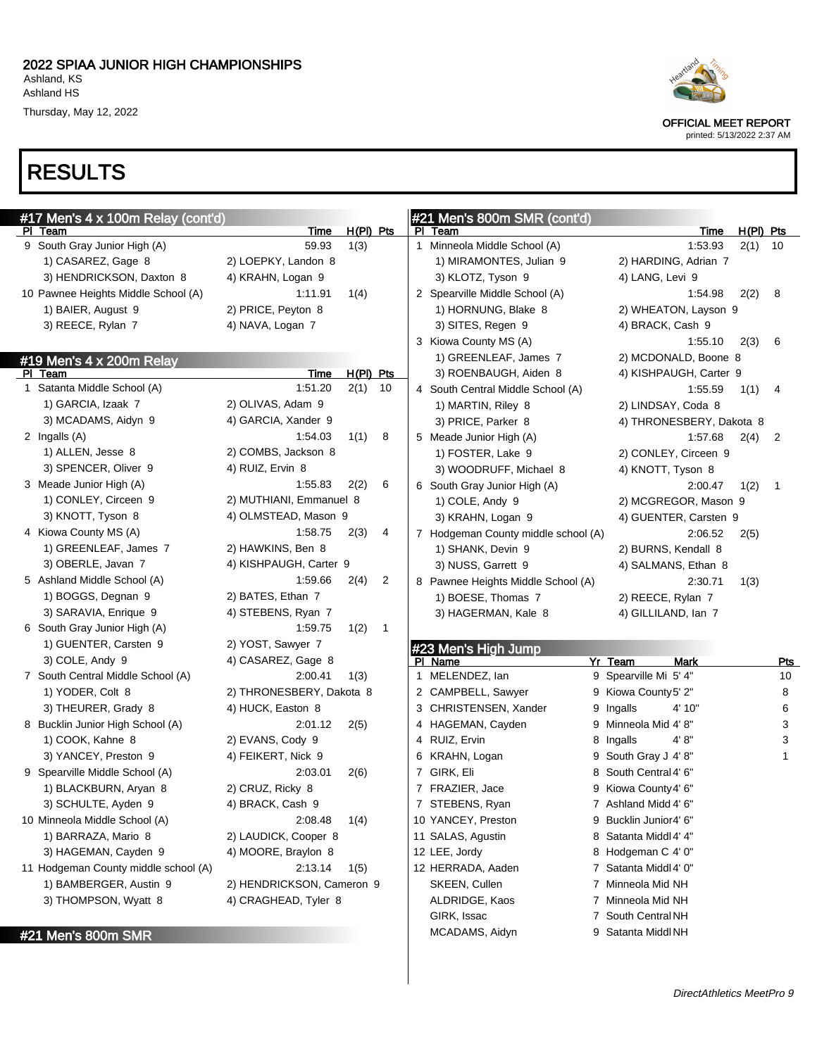## 2022 SPIAA JUNIOR HIGH CHAMPIONSHIPS

Ashland, KS
Ashland HS
Thursday, May 12, 2022

OFFICIAL MEET REPORT
printed: 5/13/2022 2:37 AM

# RESULTS

### #17 Men's 4 x 100m Relay (cont'd)

| Pl | Team | Time | H(Pl) | Pts |
|---|---|---|---|---|
| 9 | South Gray Junior High (A) | 59.93 | 1(3) | |
| | 1) CASAREZ, Gage 8 · 2) LOEPKY, Landon 8 · 3) HENDRICKSON, Daxton 8 · 4) KRAHN, Logan 9 | | | |
| 10 | Pawnee Heights Middle School (A) | 1:11.91 | 1(4) | |
| | 1) BAIER, August 9 · 2) PRICE, Peyton 8 · 3) REECE, Rylan 7 · 4) NAVA, Logan 7 | | | |

### #19 Men's 4 x 200m Relay

| Pl | Team | Time | H(Pl) | Pts |
|---|---|---|---|---|
| 1 | Satanta Middle School (A) | 1:51.20 | 2(1) | 10 |
| | 1) GARCIA, Izaak 7 · 2) OLIVAS, Adam 9 · 3) MCADAMS, Aidyn 9 · 4) GARCIA, Xander 9 | | | |
| 2 | Ingalls (A) | 1:54.03 | 1(1) | 8 |
| | 1) ALLEN, Jesse 8 · 2) COMBS, Jackson 8 · 3) SPENCER, Oliver 9 · 4) RUIZ, Ervin 8 | | | |
| 3 | Meade Junior High (A) | 1:55.83 | 2(2) | 6 |
| | 1) CONLEY, Circeen 9 · 2) MUTHIANI, Emmanuel 8 · 3) KNOTT, Tyson 8 · 4) OLMSTEAD, Mason 9 | | | |
| 4 | Kiowa County MS (A) | 1:58.75 | 2(3) | 4 |
| | 1) GREENLEAF, James 7 · 2) HAWKINS, Ben 8 · 3) OBERLE, Javan 7 · 4) KISHPAUGH, Carter 9 | | | |
| 5 | Ashland Middle School (A) | 1:59.66 | 2(4) | 2 |
| | 1) BOGGS, Degnan 9 · 2) BATES, Ethan 7 · 3) SARAVIA, Enrique 9 · 4) STEBENS, Ryan 7 | | | |
| 6 | South Gray Junior High (A) | 1:59.75 | 1(2) | 1 |
| | 1) GUENTER, Carsten 9 · 2) YOST, Sawyer 7 · 3) COLE, Andy 9 · 4) CASAREZ, Gage 8 | | | |
| 7 | South Central Middle School (A) | 2:00.41 | 1(3) | |
| | 1) YODER, Colt 8 · 2) THRONESBERY, Dakota 8 · 3) THEURER, Grady 8 · 4) HUCK, Easton 8 | | | |
| 8 | Bucklin Junior High School (A) | 2:01.12 | 2(5) | |
| | 1) COOK, Kahne 8 · 2) EVANS, Cody 9 · 3) YANCEY, Preston 9 · 4) FEIKERT, Nick 9 | | | |
| 9 | Spearville Middle School (A) | 2:03.01 | 2(6) | |
| | 1) BLACKBURN, Aryan 8 · 2) CRUZ, Ricky 8 · 3) SCHULTE, Ayden 9 · 4) BRACK, Cash 9 | | | |
| 10 | Minneola Middle School (A) | 2:08.48 | 1(4) | |
| | 1) BARRAZA, Mario 8 · 2) LAUDICK, Cooper 8 · 3) HAGEMAN, Cayden 9 · 4) MOORE, Braylon 8 | | | |
| 11 | Hodgeman County middle school (A) | 2:13.14 | 1(5) | |
| | 1) BAMBERGER, Austin 9 · 2) HENDRICKSON, Cameron 9 · 3) THOMPSON, Wyatt 8 · 4) CRAGHEAD, Tyler 8 | | | |

### #21 Men's 800m SMR

| Pl | Team | Time | H(Pl) | Pts |
|---|---|---|---|---|
| 1 | Minneola Middle School (A) | 1:53.93 | 2(1) | 10 |
| | 1) MIRAMONTES, Julian 9 · 2) HARDING, Adrian 7 · 3) KLOTZ, Tyson 9 · 4) LANG, Levi 9 | | | |
| 2 | Spearville Middle School (A) | 1:54.98 | 2(2) | 8 |
| | 1) HORNUNG, Blake 8 · 2) WHEATON, Layson 9 · 3) SITES, Regen 9 · 4) BRACK, Cash 9 | | | |
| 3 | Kiowa County MS (A) | 1:55.10 | 2(3) | 6 |
| | 1) GREENLEAF, James 7 · 2) MCDONALD, Boone 8 · 3) ROENBAUGH, Aiden 8 · 4) KISHPAUGH, Carter 9 | | | |
| 4 | South Central Middle School (A) | 1:55.59 | 1(1) | 4 |
| | 1) MARTIN, Riley 8 · 2) LINDSAY, Coda 8 · 3) PRICE, Parker 8 · 4) THRONESBERY, Dakota 8 | | | |
| 5 | Meade Junior High (A) | 1:57.68 | 2(4) | 2 |
| | 1) FOSTER, Lake 9 · 2) CONLEY, Circeen 9 · 3) WOODRUFF, Michael 8 · 4) KNOTT, Tyson 8 | | | |
| 6 | South Gray Junior High (A) | 2:00.47 | 1(2) | 1 |
| | 1) COLE, Andy 9 · 2) MCGREGOR, Mason 9 · 3) KRAHN, Logan 9 · 4) GUENTER, Carsten 9 | | | |
| 7 | Hodgeman County middle school (A) | 2:06.52 | 2(5) | |
| | 1) SHANK, Devin 9 · 2) BURNS, Kendall 8 · 3) NUSS, Garrett 9 · 4) SALMANS, Ethan 8 | | | |
| 8 | Pawnee Heights Middle School (A) | 2:30.71 | 1(3) | |
| | 1) BOESE, Thomas 7 · 2) REECE, Rylan 7 · 3) HAGERMAN, Kale 8 · 4) GILLILAND, Ian 7 | | | |

### #23 Men's High Jump

| Pl | Name | Yr | Team | Mark | Pts |
|---|---|---|---|---|---|
| 1 | MELENDEZ, Ian | 9 | Spearville Mi | 5' 4" | 10 |
| 2 | CAMPBELL, Sawyer | 9 | Kiowa County | 5' 2" | 8 |
| 3 | CHRISTENSEN, Xander | 9 | Ingalls | 4' 10" | 6 |
| 4 | HAGEMAN, Cayden | 9 | Minneola Mid | 4' 8" | 3 |
| 4 | RUIZ, Ervin | 8 | Ingalls | 4' 8" | 3 |
| 6 | KRAHN, Logan | 9 | South Gray J | 4' 8" | 1 |
| 7 | GIRK, Eli | 8 | South Central | 4' 6" | |
| 7 | FRAZIER, Jace | 9 | Kiowa County | 4' 6" | |
| 7 | STEBENS, Ryan | 7 | Ashland Midd | 4' 6" | |
| 10 | YANCEY, Preston | 9 | Bucklin Junior | 4' 6" | |
| 11 | SALAS, Agustin | 8 | Satanta Middl | 4' 4" | |
| 12 | LEE, Jordy | 8 | Hodgeman C | 4' 0" | |
| 12 | HERRADA, Aaden | 7 | Satanta Middl | 4' 0" | |
| | SKEEN, Cullen | 7 | Minneola Mid | NH | |
| | ALDRIDGE, Kaos | 7 | Minneola Mid | NH | |
| | GIRK, Issac | 7 | South Central | NH | |
| | MCADAMS, Aidyn | 9 | Satanta Middl | NH | |

DirectAthletics MeetPro 9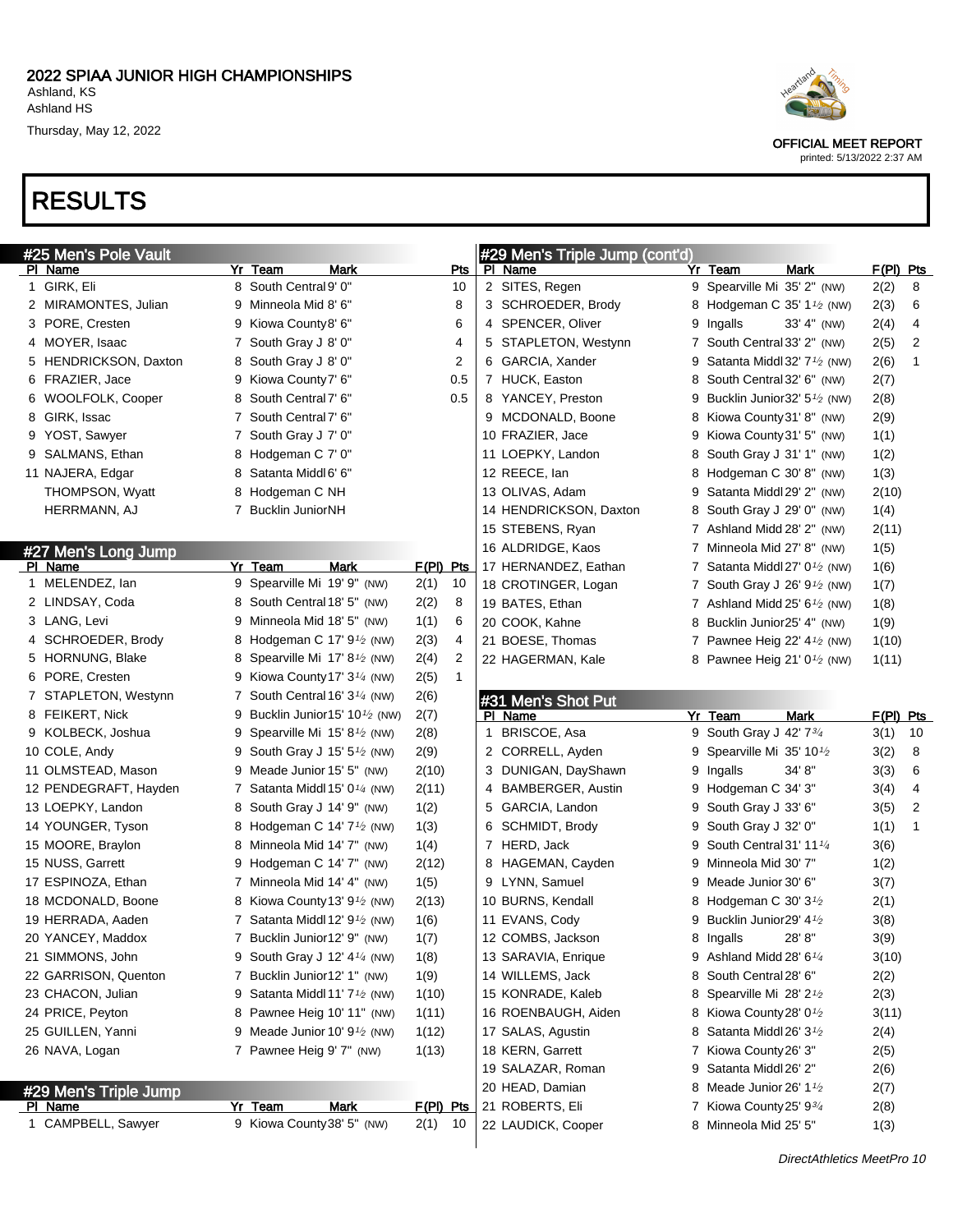# 2022 SPIAA JUNIOR HIGH CHAMPIONSHIPS

Ashland, KS
Ashland HS
Thursday, May 12, 2022

OFFICIAL MEET REPORT
printed: 5/13/2022 2:37 AM

# RESULTS

## #25 Men's Pole Vault

| Pl | Name | Yr | Team | Mark | Pts |
|---|---|---|---|---|---|
| 1 | GIRK, Eli | 8 | South Central | 9' 0" | 10 |
| 2 | MIRAMONTES, Julian | 9 | Minneola Mid | 8' 6" | 8 |
| 3 | PORE, Cresten | 9 | Kiowa County | 8' 6" | 6 |
| 4 | MOYER, Isaac | 7 | South Gray J | 8' 0" | 4 |
| 5 | HENDRICKSON, Daxton | 8 | South Gray J | 8' 0" | 2 |
| 6 | FRAZIER, Jace | 9 | Kiowa County | 7' 6" | 0.5 |
| 6 | WOOLFOLK, Cooper | 8 | South Central | 7' 6" | 0.5 |
| 8 | GIRK, Issac | 7 | South Central | 7' 6" | |
| 9 | YOST, Sawyer | 7 | South Gray J | 7' 0" | |
| 9 | SALMANS, Ethan | 8 | Hodgeman C | 7' 0" | |
| 11 | NAJERA, Edgar | 8 | Satanta Middl | 6' 6" | |
| | THOMPSON, Wyatt | 8 | Hodgeman C | NH | |
| | HERRMANN, AJ | 7 | Bucklin Junior | NH | |

## #27 Men's Long Jump

| Pl | Name | Yr | Team | Mark | | F(Pl) | Pts |
|---|---|---|---|---|---|---|---|
| 1 | MELENDEZ, Ian | 9 | Spearville Mi | 19' 9" | (NW) | 2(1) | 10 |
| 2 | LINDSAY, Coda | 8 | South Central | 18' 5" | (NW) | 2(2) | 8 |
| 3 | LANG, Levi | 9 | Minneola Mid | 18' 5" | (NW) | 1(1) | 6 |
| 4 | SCHROEDER, Brody | 8 | Hodgeman C | 17' 9½ | (NW) | 2(3) | 4 |
| 5 | HORNUNG, Blake | 8 | Spearville Mi | 17' 8½ | (NW) | 2(4) | 2 |
| 6 | PORE, Cresten | 9 | Kiowa County | 17' 3¼ | (NW) | 2(5) | 1 |
| 7 | STAPLETON, Westynn | 7 | South Central | 16' 3¼ | (NW) | 2(6) | |
| 8 | FEIKERT, Nick | 9 | Bucklin Junior | 15' 10½ | (NW) | 2(7) | |
| 9 | KOLBECK, Joshua | 9 | Spearville Mi | 15' 8½ | (NW) | 2(8) | |
| 10 | COLE, Andy | 9 | South Gray J | 15' 5½ | (NW) | 2(9) | |
| 11 | OLMSTEAD, Mason | 9 | Meade Junior | 15' 5" | (NW) | 2(10) | |
| 12 | PENDEGRAFT, Hayden | 7 | Satanta Middl | 15' 0¼ | (NW) | 2(11) | |
| 13 | LOEPKY, Landon | 8 | South Gray J | 14' 9" | (NW) | 1(2) | |
| 14 | YOUNGER, Tyson | 8 | Hodgeman C | 14' 7½ | (NW) | 1(3) | |
| 15 | MOORE, Braylon | 8 | Minneola Mid | 14' 7" | (NW) | 1(4) | |
| 15 | NUSS, Garrett | 9 | Hodgeman C | 14' 7" | (NW) | 2(12) | |
| 17 | ESPINOZA, Ethan | 7 | Minneola Mid | 14' 4" | (NW) | 1(5) | |
| 18 | MCDONALD, Boone | 8 | Kiowa County | 13' 9½ | (NW) | 2(13) | |
| 19 | HERRADA, Aaden | 7 | Satanta Middl | 12' 9½ | (NW) | 1(6) | |
| 20 | YANCEY, Maddox | 7 | Bucklin Junior | 12' 9" | (NW) | 1(7) | |
| 21 | SIMMONS, John | 9 | South Gray J | 12' 4¼ | (NW) | 1(8) | |
| 22 | GARRISON, Quenton | 7 | Bucklin Junior | 12' 1" | (NW) | 1(9) | |
| 23 | CHACON, Julian | 9 | Satanta Middl | 11' 7½ | (NW) | 1(10) | |
| 24 | PRICE, Peyton | 8 | Pawnee Heig | 10' 11" | (NW) | 1(11) | |
| 25 | GUILLEN, Yanni | 9 | Meade Junior | 10' 9½ | (NW) | 1(12) | |
| 26 | NAVA, Logan | 7 | Pawnee Heig | 9' 7" | (NW) | 1(13) | |

## #29 Men's Triple Jump

| Pl | Name | Yr | Team | Mark | | F(Pl) | Pts |
|---|---|---|---|---|---|---|---|
| 1 | CAMPBELL, Sawyer | 9 | Kiowa County | 38' 5" | (NW) | 2(1) | 10 |
| 2 | SITES, Regen | 9 | Spearville Mi | 35' 2" | (NW) | 2(2) | 8 |
| 3 | SCHROEDER, Brody | 8 | Hodgeman C | 35' 1½ | (NW) | 2(3) | 6 |
| 4 | SPENCER, Oliver | 9 | Ingalls | 33' 4" | (NW) | 2(4) | 4 |
| 5 | STAPLETON, Westynn | 7 | South Central | 33' 2" | (NW) | 2(5) | 2 |
| 6 | GARCIA, Xander | 9 | Satanta Middl | 32' 7½ | (NW) | 2(6) | 1 |
| 7 | HUCK, Easton | 8 | South Central | 32' 6" | (NW) | 2(7) | |
| 8 | YANCEY, Preston | 9 | Bucklin Junior | 32' 5½ | (NW) | 2(8) | |
| 9 | MCDONALD, Boone | 8 | Kiowa County | 31' 8" | (NW) | 2(9) | |
| 10 | FRAZIER, Jace | 9 | Kiowa County | 31' 5" | (NW) | 1(1) | |
| 11 | LOEPKY, Landon | 8 | South Gray J | 31' 1" | (NW) | 1(2) | |
| 12 | REECE, Ian | 8 | Hodgeman C | 30' 8" | (NW) | 1(3) | |
| 13 | OLIVAS, Adam | 9 | Satanta Middl | 29' 2" | (NW) | 2(10) | |
| 14 | HENDRICKSON, Daxton | 8 | South Gray J | 29' 0" | (NW) | 1(4) | |
| 15 | STEBENS, Ryan | 7 | Ashland Midd | 28' 2" | (NW) | 2(11) | |
| 16 | ALDRIDGE, Kaos | 7 | Minneola Mid | 27' 8" | (NW) | 1(5) | |
| 17 | HERNANDEZ, Eathan | 7 | Satanta Middl | 27' 0½ | (NW) | 1(6) | |
| 18 | CROTINGER, Logan | 7 | South Gray J | 26' 9½ | (NW) | 1(7) | |
| 19 | BATES, Ethan | 7 | Ashland Midd | 25' 6½ | (NW) | 1(8) | |
| 20 | COOK, Kahne | 8 | Bucklin Junior | 25' 4" | (NW) | 1(9) | |
| 21 | BOESE, Thomas | 7 | Pawnee Heig | 22' 4½ | (NW) | 1(10) | |
| 22 | HAGERMAN, Kale | 8 | Pawnee Heig | 21' 0½ | (NW) | 1(11) | |

## #31 Men's Shot Put

| Pl | Name | Yr | Team | Mark | F(Pl) | Pts |
|---|---|---|---|---|---|---|
| 1 | BRISCOE, Asa | 9 | South Gray J | 42' 7¾ | 3(1) | 10 |
| 2 | CORRELL, Ayden | 9 | Spearville Mi | 35' 10½ | 3(2) | 8 |
| 3 | DUNIGAN, DayShawn | 9 | Ingalls | 34' 8" | 3(3) | 6 |
| 4 | BAMBERGER, Austin | 9 | Hodgeman C | 34' 3" | 3(4) | 4 |
| 5 | GARCIA, Landon | 9 | South Gray J | 33' 6" | 3(5) | 2 |
| 6 | SCHMIDT, Brody | 9 | South Gray J | 32' 0" | 1(1) | 1 |
| 7 | HERD, Jack | 9 | South Central | 31' 11¼ | 3(6) | |
| 8 | HAGEMAN, Cayden | 9 | Minneola Mid | 30' 7" | 1(2) | |
| 9 | LYNN, Samuel | 9 | Meade Junior | 30' 6" | 3(7) | |
| 10 | BURNS, Kendall | 8 | Hodgeman C | 30' 3½ | 2(1) | |
| 11 | EVANS, Cody | 9 | Bucklin Junior | 29' 4½ | 3(8) | |
| 12 | COMBS, Jackson | 8 | Ingalls | 28' 8" | 3(9) | |
| 13 | SARAVIA, Enrique | 9 | Ashland Midd | 28' 6¼ | 3(10) | |
| 14 | WILLEMS, Jack | 8 | South Central | 28' 6" | 2(2) | |
| 15 | KONRADE, Kaleb | 8 | Spearville Mi | 28' 2½ | 2(3) | |
| 16 | ROENBAUGH, Aiden | 8 | Kiowa County | 28' 0½ | 3(11) | |
| 17 | SALAS, Agustin | 8 | Satanta Middl | 26' 3½ | 2(4) | |
| 18 | KERN, Garrett | 7 | Kiowa County | 26' 3" | 2(5) | |
| 19 | SALAZAR, Roman | 9 | Satanta Middl | 26' 2" | 2(6) | |
| 20 | HEAD, Damian | 8 | Meade Junior | 26' 1½ | 2(7) | |
| 21 | ROBERTS, Eli | 7 | Kiowa County | 25' 9¾ | 2(8) | |
| 22 | LAUDICK, Cooper | 8 | Minneola Mid | 25' 5" | 1(3) | |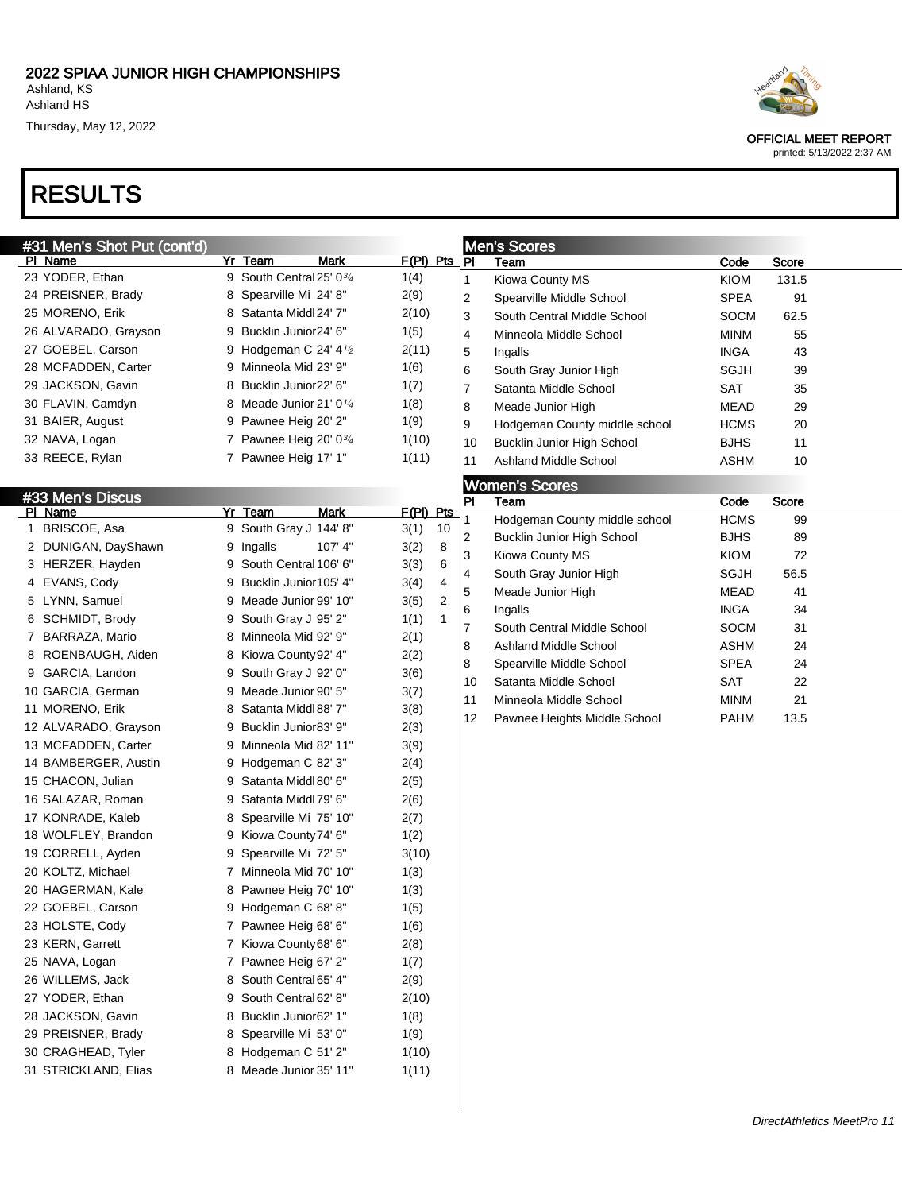# RESULTS

## #31 Men's Shot Put (cont'd)

| Pl | Name | Yr | Team | Mark | F(Pl) | Pts |
|---|---|---|---|---|---|---|
| 23 | YODER, Ethan | 9 | South Central | 25' 0¾ | 1(4) | |
| 24 | PREISNER, Brady | 8 | Spearville Mi | 24' 8" | 2(9) | |
| 25 | MORENO, Erik | 8 | Satanta Middl | 24' 7" | 2(10) | |
| 26 | ALVARADO, Grayson | 9 | Bucklin Junior | 24' 6" | 1(5) | |
| 27 | GOEBEL, Carson | 9 | Hodgeman C | 24' 4½ | 2(11) | |
| 28 | MCFADDEN, Carter | 9 | Minneola Mid | 23' 9" | 1(6) | |
| 29 | JACKSON, Gavin | 8 | Bucklin Junior | 22' 6" | 1(7) | |
| 30 | FLAVIN, Camdyn | 8 | Meade Junior | 21' 0¼ | 1(8) | |
| 31 | BAIER, August | 9 | Pawnee Heig | 20' 2" | 1(9) | |
| 32 | NAVA, Logan | 7 | Pawnee Heig | 20' 0¾ | 1(10) | |
| 33 | REECE, Rylan | 7 | Pawnee Heig | 17' 1" | 1(11) | |

## #33 Men's Discus

| Pl | Name | Yr | Team | Mark | F(Pl) | Pts |
|---|---|---|---|---|---|---|
| 1 | BRISCOE, Asa | 9 | South Gray J | 144' 8" | 3(1) | 10 |
| 2 | DUNIGAN, DayShawn | 9 | Ingalls | 107' 4" | 3(2) | 8 |
| 3 | HERZER, Hayden | 9 | South Central | 106' 6" | 3(3) | 6 |
| 4 | EVANS, Cody | 9 | Bucklin Junior | 105' 4" | 3(4) | 4 |
| 5 | LYNN, Samuel | 9 | Meade Junior | 99' 10" | 3(5) | 2 |
| 6 | SCHMIDT, Brody | 9 | South Gray J | 95' 2" | 1(1) | 1 |
| 7 | BARRAZA, Mario | 8 | Minneola Mid | 92' 9" | 2(1) | |
| 8 | ROENBAUGH, Aiden | 8 | Kiowa County | 92' 4" | 2(2) | |
| 9 | GARCIA, Landon | 9 | South Gray J | 92' 0" | 3(6) | |
| 10 | GARCIA, German | 9 | Meade Junior | 90' 5" | 3(7) | |
| 11 | MORENO, Erik | 8 | Satanta Middl | 88' 7" | 3(8) | |
| 12 | ALVARADO, Grayson | 9 | Bucklin Junior | 83' 9" | 2(3) | |
| 13 | MCFADDEN, Carter | 9 | Minneola Mid | 82' 11" | 3(9) | |
| 14 | BAMBERGER, Austin | 9 | Hodgeman C | 82' 3" | 2(4) | |
| 15 | CHACON, Julian | 9 | Satanta Middl | 80' 6" | 2(5) | |
| 16 | SALAZAR, Roman | 9 | Satanta Middl | 79' 6" | 2(6) | |
| 17 | KONRADE, Kaleb | 8 | Spearville Mi | 75' 10" | 2(7) | |
| 18 | WOLFLEY, Brandon | 9 | Kiowa County | 74' 6" | 1(2) | |
| 19 | CORRELL, Ayden | 9 | Spearville Mi | 72' 5" | 3(10) | |
| 20 | KOLTZ, Michael | 7 | Minneola Mid | 70' 10" | 1(3) | |
| 20 | HAGERMAN, Kale | 8 | Pawnee Heig | 70' 10" | 1(3) | |
| 22 | GOEBEL, Carson | 9 | Hodgeman C | 68' 8" | 1(5) | |
| 23 | HOLSTE, Cody | 7 | Pawnee Heig | 68' 6" | 1(6) | |
| 23 | KERN, Garrett | 7 | Kiowa County | 68' 6" | 2(8) | |
| 25 | NAVA, Logan | 7 | Pawnee Heig | 67' 2" | 1(7) | |
| 26 | WILLEMS, Jack | 8 | South Central | 65' 4" | 2(9) | |
| 27 | YODER, Ethan | 9 | South Central | 62' 8" | 2(10) | |
| 28 | JACKSON, Gavin | 8 | Bucklin Junior | 62' 1" | 1(8) | |
| 29 | PREISNER, Brady | 8 | Spearville Mi | 53' 0" | 1(9) | |
| 30 | CRAGHEAD, Tyler | 8 | Hodgeman C | 51' 2" | 1(10) | |
| 31 | STRICKLAND, Elias | 8 | Meade Junior | 35' 11" | 1(11) | |

## Men's Scores

| Pl | Team | Code | Score |
|---|---|---|---|
| 1 | Kiowa County MS | KIOM | 131.5 |
| 2 | Spearville Middle School | SPEA | 91 |
| 3 | South Central Middle School | SOCM | 62.5 |
| 4 | Minneola Middle School | MINM | 55 |
| 5 | Ingalls | INGA | 43 |
| 6 | South Gray Junior High | SGJH | 39 |
| 7 | Satanta Middle School | SAT | 35 |
| 8 | Meade Junior High | MEAD | 29 |
| 9 | Hodgeman County middle school | HCMS | 20 |
| 10 | Bucklin Junior High School | BJHS | 11 |
| 11 | Ashland Middle School | ASHM | 10 |

## Women's Scores

| Pl | Team | Code | Score |
|---|---|---|---|
| 1 | Hodgeman County middle school | HCMS | 99 |
| 2 | Bucklin Junior High School | BJHS | 89 |
| 3 | Kiowa County MS | KIOM | 72 |
| 4 | South Gray Junior High | SGJH | 56.5 |
| 5 | Meade Junior High | MEAD | 41 |
| 6 | Ingalls | INGA | 34 |
| 7 | South Central Middle School | SOCM | 31 |
| 8 | Ashland Middle School | ASHM | 24 |
| 8 | Spearville Middle School | SPEA | 24 |
| 10 | Satanta Middle School | SAT | 22 |
| 11 | Minneola Middle School | MINM | 21 |
| 12 | Pawnee Heights Middle School | PAHM | 13.5 |